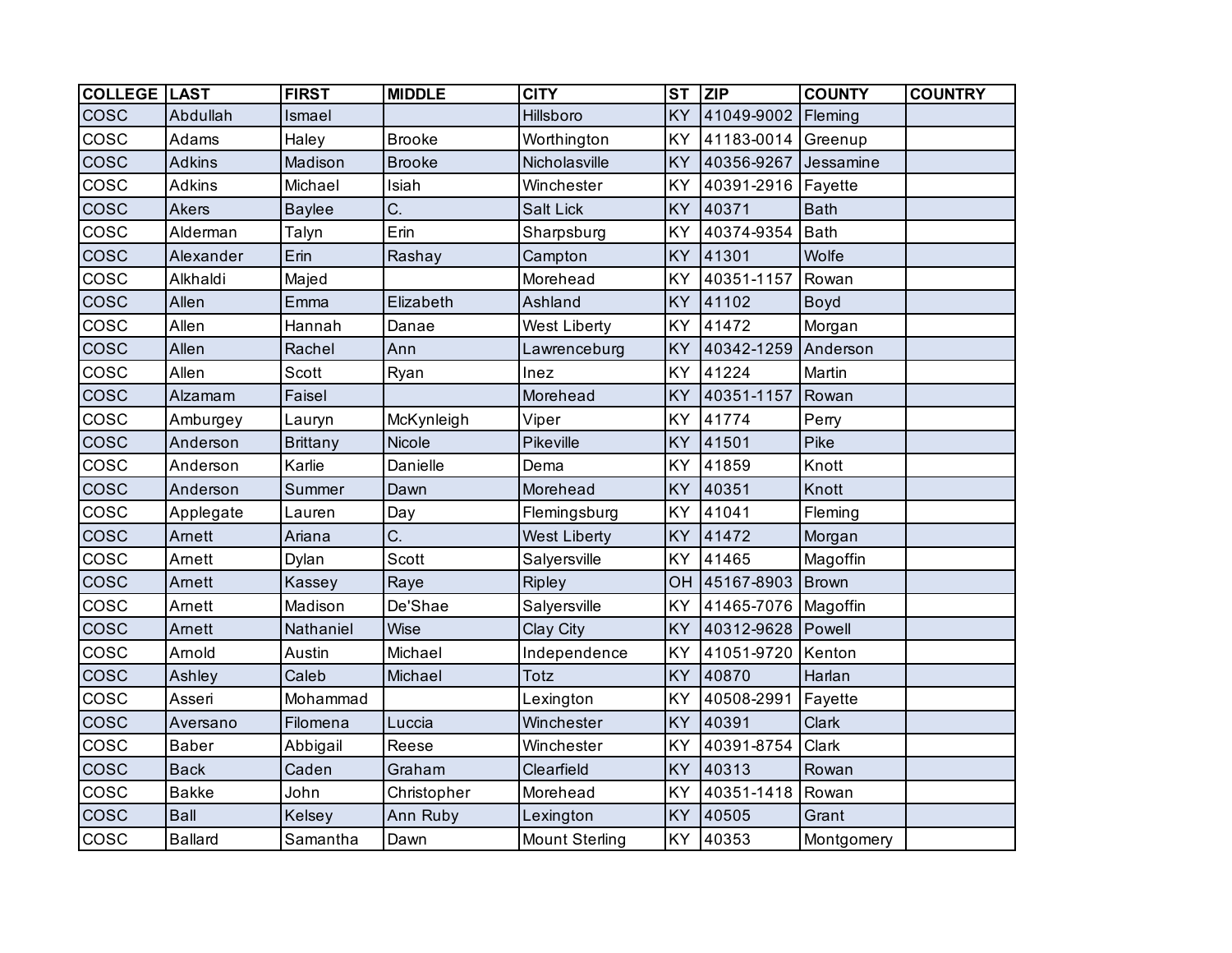| COLLEGE | LAST | FIRST | MIDDLE | CITY | ST | ZIP | COUNTY | COUNTRY |
|---|---|---|---|---|---|---|---|---|
| COSC | Abdullah | Ismael | | Hillsboro | KY | 41049-9002 | Fleming | |
| COSC | Adams | Haley | Brooke | Worthington | KY | 41183-0014 | Greenup | |
| COSC | Adkins | Madison | Brooke | Nicholasville | KY | 40356-9267 | Jessamine | |
| COSC | Adkins | Michael | Isiah | Winchester | KY | 40391-2916 | Fayette | |
| COSC | Akers | Baylee | C. | Salt Lick | KY | 40371 | Bath | |
| COSC | Alderman | Talyn | Erin | Sharpsburg | KY | 40374-9354 | Bath | |
| COSC | Alexander | Erin | Rashay | Campton | KY | 41301 | Wolfe | |
| COSC | Alkhaldi | Majed | | Morehead | KY | 40351-1157 | Rowan | |
| COSC | Allen | Emma | Elizabeth | Ashland | KY | 41102 | Boyd | |
| COSC | Allen | Hannah | Danae | West Liberty | KY | 41472 | Morgan | |
| COSC | Allen | Rachel | Ann | Lawrenceburg | KY | 40342-1259 | Anderson | |
| COSC | Allen | Scott | Ryan | Inez | KY | 41224 | Martin | |
| COSC | Alzamam | Faisel | | Morehead | KY | 40351-1157 | Rowan | |
| COSC | Amburgey | Lauryn | McKynleigh | Viper | KY | 41774 | Perry | |
| COSC | Anderson | Brittany | Nicole | Pikeville | KY | 41501 | Pike | |
| COSC | Anderson | Karlie | Danielle | Dema | KY | 41859 | Knott | |
| COSC | Anderson | Summer | Dawn | Morehead | KY | 40351 | Knott | |
| COSC | Applegate | Lauren | Day | Flemingsburg | KY | 41041 | Fleming | |
| COSC | Arnett | Ariana | C. | West Liberty | KY | 41472 | Morgan | |
| COSC | Arnett | Dylan | Scott | Salyersville | KY | 41465 | Magoffin | |
| COSC | Arnett | Kassey | Raye | Ripley | OH | 45167-8903 | Brown | |
| COSC | Arnett | Madison | De'Shae | Salyersville | KY | 41465-7076 | Magoffin | |
| COSC | Arnett | Nathaniel | Wise | Clay City | KY | 40312-9628 | Powell | |
| COSC | Arnold | Austin | Michael | Independence | KY | 41051-9720 | Kenton | |
| COSC | Ashley | Caleb | Michael | Totz | KY | 40870 | Harlan | |
| COSC | Asseri | Mohammad | | Lexington | KY | 40508-2991 | Fayette | |
| COSC | Aversano | Filomena | Luccia | Winchester | KY | 40391 | Clark | |
| COSC | Baber | Abbigail | Reese | Winchester | KY | 40391-8754 | Clark | |
| COSC | Back | Caden | Graham | Clearfield | KY | 40313 | Rowan | |
| COSC | Bakke | John | Christopher | Morehead | KY | 40351-1418 | Rowan | |
| COSC | Ball | Kelsey | Ann Ruby | Lexington | KY | 40505 | Grant | |
| COSC | Ballard | Samantha | Dawn | Mount Sterling | KY | 40353 | Montgomery | |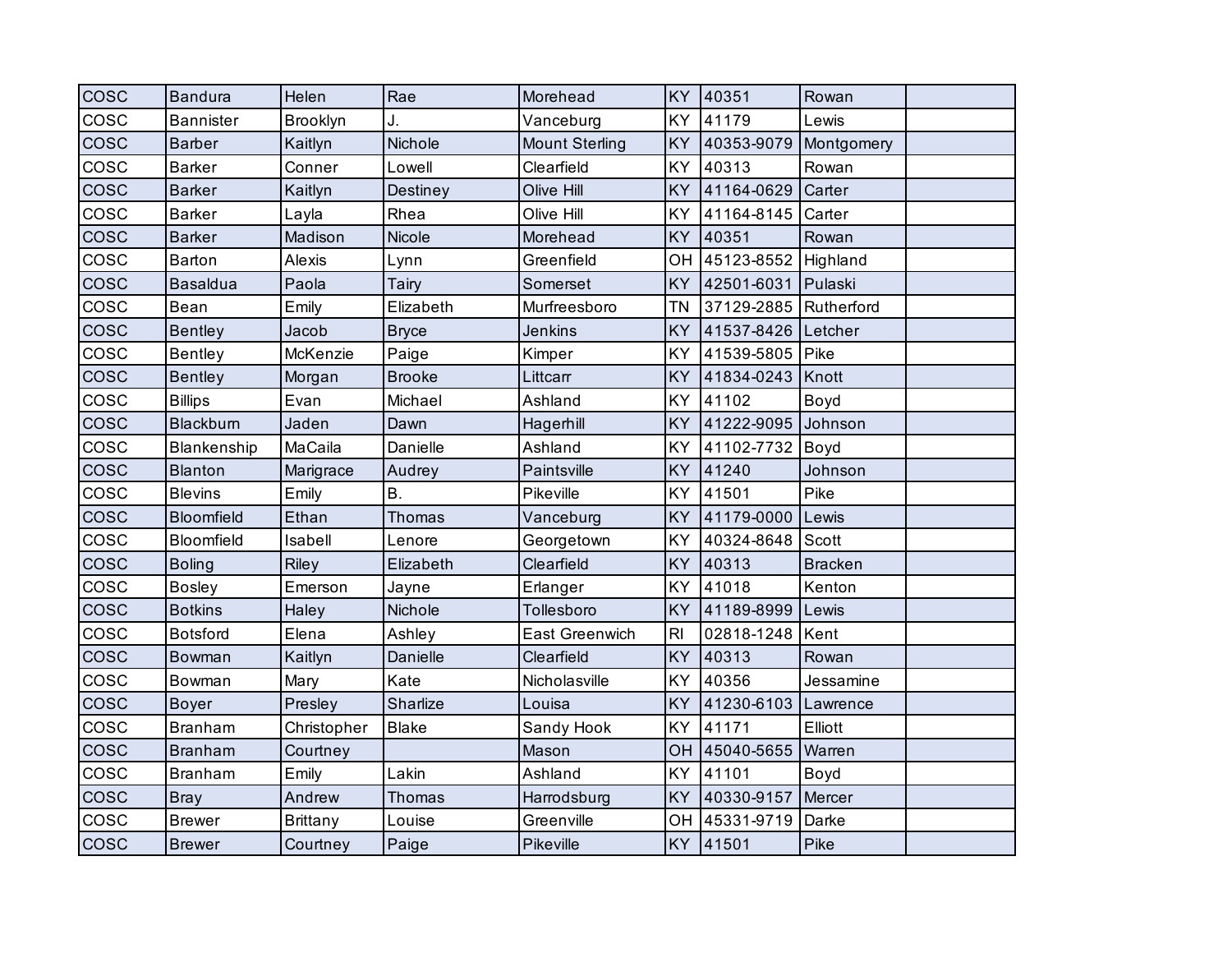| | | | | | | | | |
|---|---|---|---|---|---|---|---|---|
| COSC | Bandura | Helen | Rae | Morehead | KY | 40351 | Rowan | |
| COSC | Bannister | Brooklyn | J. | Vanceburg | KY | 41179 | Lewis | |
| COSC | Barber | Kaitlyn | Nichole | Mount Sterling | KY | 40353-9079 | Montgomery | |
| COSC | Barker | Conner | Lowell | Clearfield | KY | 40313 | Rowan | |
| COSC | Barker | Kaitlyn | Destiney | Olive Hill | KY | 41164-0629 | Carter | |
| COSC | Barker | Layla | Rhea | Olive Hill | KY | 41164-8145 | Carter | |
| COSC | Barker | Madison | Nicole | Morehead | KY | 40351 | Rowan | |
| COSC | Barton | Alexis | Lynn | Greenfield | OH | 45123-8552 | Highland | |
| COSC | Basaldua | Paola | Tairy | Somerset | KY | 42501-6031 | Pulaski | |
| COSC | Bean | Emily | Elizabeth | Murfreesboro | TN | 37129-2885 | Rutherford | |
| COSC | Bentley | Jacob | Bryce | Jenkins | KY | 41537-8426 | Letcher | |
| COSC | Bentley | McKenzie | Paige | Kimper | KY | 41539-5805 | Pike | |
| COSC | Bentley | Morgan | Brooke | Littcarr | KY | 41834-0243 | Knott | |
| COSC | Billips | Evan | Michael | Ashland | KY | 41102 | Boyd | |
| COSC | Blackburn | Jaden | Dawn | Hagerhill | KY | 41222-9095 | Johnson | |
| COSC | Blankenship | MaCaila | Danielle | Ashland | KY | 41102-7732 | Boyd | |
| COSC | Blanton | Marigrace | Audrey | Paintsville | KY | 41240 | Johnson | |
| COSC | Blevins | Emily | B. | Pikeville | KY | 41501 | Pike | |
| COSC | Bloomfield | Ethan | Thomas | Vanceburg | KY | 41179-0000 | Lewis | |
| COSC | Bloomfield | Isabell | Lenore | Georgetown | KY | 40324-8648 | Scott | |
| COSC | Boling | Riley | Elizabeth | Clearfield | KY | 40313 | Bracken | |
| COSC | Bosley | Emerson | Jayne | Erlanger | KY | 41018 | Kenton | |
| COSC | Botkins | Haley | Nichole | Tollesboro | KY | 41189-8999 | Lewis | |
| COSC | Botsford | Elena | Ashley | East Greenwich | RI | 02818-1248 | Kent | |
| COSC | Bowman | Kaitlyn | Danielle | Clearfield | KY | 40313 | Rowan | |
| COSC | Bowman | Mary | Kate | Nicholasville | KY | 40356 | Jessamine | |
| COSC | Boyer | Presley | Sharlize | Louisa | KY | 41230-6103 | Lawrence | |
| COSC | Branham | Christopher | Blake | Sandy Hook | KY | 41171 | Elliott | |
| COSC | Branham | Courtney | | Mason | OH | 45040-5655 | Warren | |
| COSC | Branham | Emily | Lakin | Ashland | KY | 41101 | Boyd | |
| COSC | Bray | Andrew | Thomas | Harrodsburg | KY | 40330-9157 | Mercer | |
| COSC | Brewer | Brittany | Louise | Greenville | OH | 45331-9719 | Darke | |
| COSC | Brewer | Courtney | Paige | Pikeville | KY | 41501 | Pike | |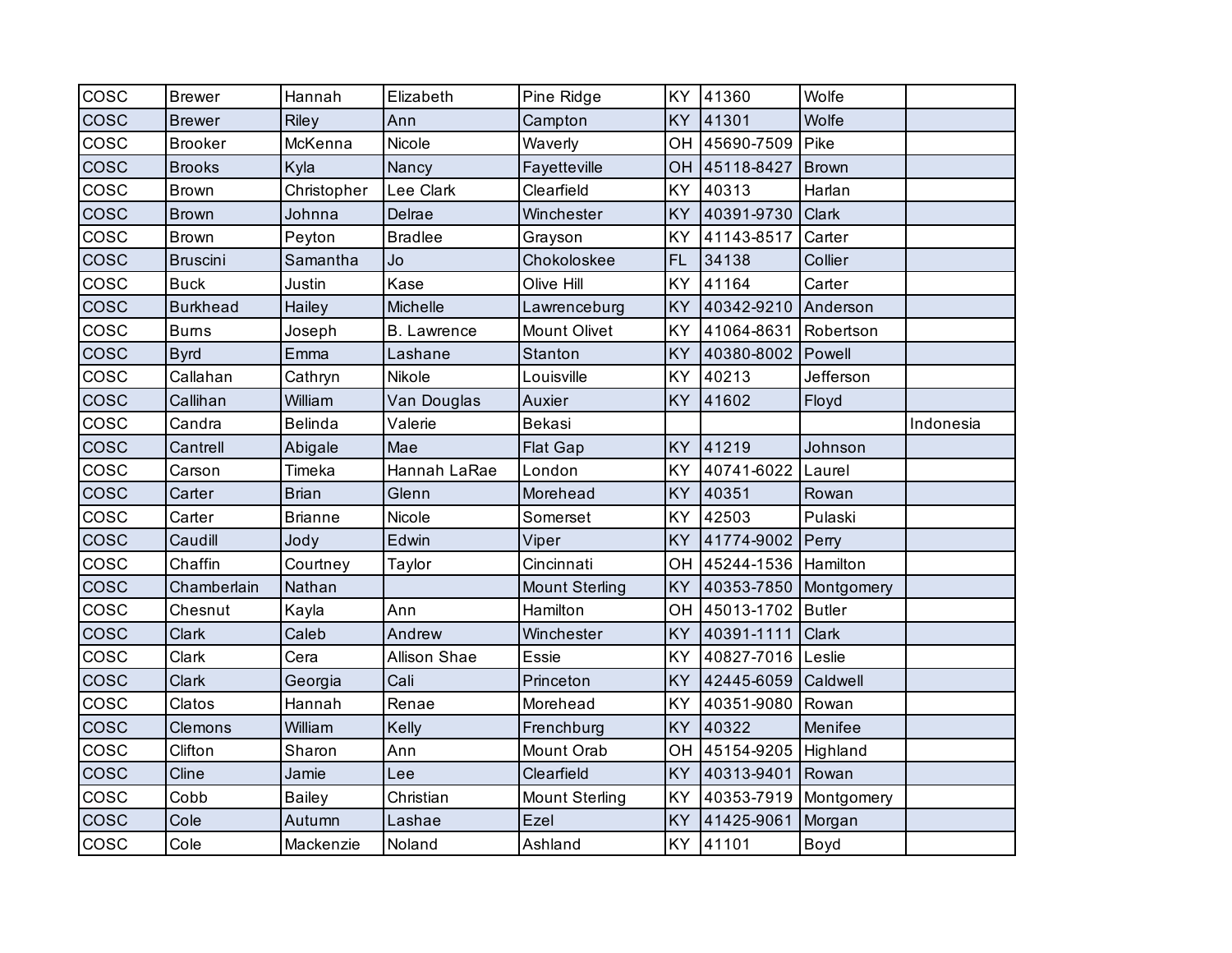| | | | | | | | | |
|---|---|---|---|---|---|---|---|---|
| COSC | Brewer | Hannah | Elizabeth | Pine Ridge | KY | 41360 | Wolfe | |
| COSC | Brewer | Riley | Ann | Campton | KY | 41301 | Wolfe | |
| COSC | Brooker | McKenna | Nicole | Waverly | OH | 45690-7509 | Pike | |
| COSC | Brooks | Kyla | Nancy | Fayetteville | OH | 45118-8427 | Brown | |
| COSC | Brown | Christopher | Lee Clark | Clearfield | KY | 40313 | Harlan | |
| COSC | Brown | Johnna | Delrae | Winchester | KY | 40391-9730 | Clark | |
| COSC | Brown | Peyton | Bradlee | Grayson | KY | 41143-8517 | Carter | |
| COSC | Bruscini | Samantha | Jo | Chokoloskee | FL | 34138 | Collier | |
| COSC | Buck | Justin | Kase | Olive Hill | KY | 41164 | Carter | |
| COSC | Burkhead | Hailey | Michelle | Lawrenceburg | KY | 40342-9210 | Anderson | |
| COSC | Burns | Joseph | B. Lawrence | Mount Olivet | KY | 41064-8631 | Robertson | |
| COSC | Byrd | Emma | Lashane | Stanton | KY | 40380-8002 | Powell | |
| COSC | Callahan | Cathryn | Nikole | Louisville | KY | 40213 | Jefferson | |
| COSC | Callihan | William | Van Douglas | Auxier | KY | 41602 | Floyd | |
| COSC | Candra | Belinda | Valerie | Bekasi | | | | Indonesia |
| COSC | Cantrell | Abigale | Mae | Flat Gap | KY | 41219 | Johnson | |
| COSC | Carson | Timeka | Hannah LaRae | London | KY | 40741-6022 | Laurel | |
| COSC | Carter | Brian | Glenn | Morehead | KY | 40351 | Rowan | |
| COSC | Carter | Brianne | Nicole | Somerset | KY | 42503 | Pulaski | |
| COSC | Caudill | Jody | Edwin | Viper | KY | 41774-9002 | Perry | |
| COSC | Chaffin | Courtney | Taylor | Cincinnati | OH | 45244-1536 | Hamilton | |
| COSC | Chamberlain | Nathan | | Mount Sterling | KY | 40353-7850 | Montgomery | |
| COSC | Chesnut | Kayla | Ann | Hamilton | OH | 45013-1702 | Butler | |
| COSC | Clark | Caleb | Andrew | Winchester | KY | 40391-1111 | Clark | |
| COSC | Clark | Cera | Allison Shae | Essie | KY | 40827-7016 | Leslie | |
| COSC | Clark | Georgia | Cali | Princeton | KY | 42445-6059 | Caldwell | |
| COSC | Clatos | Hannah | Renae | Morehead | KY | 40351-9080 | Rowan | |
| COSC | Clemons | William | Kelly | Frenchburg | KY | 40322 | Menifee | |
| COSC | Clifton | Sharon | Ann | Mount Orab | OH | 45154-9205 | Highland | |
| COSC | Cline | Jamie | Lee | Clearfield | KY | 40313-9401 | Rowan | |
| COSC | Cobb | Bailey | Christian | Mount Sterling | KY | 40353-7919 | Montgomery | |
| COSC | Cole | Autumn | Lashae | Ezel | KY | 41425-9061 | Morgan | |
| COSC | Cole | Mackenzie | Noland | Ashland | KY | 41101 | Boyd | |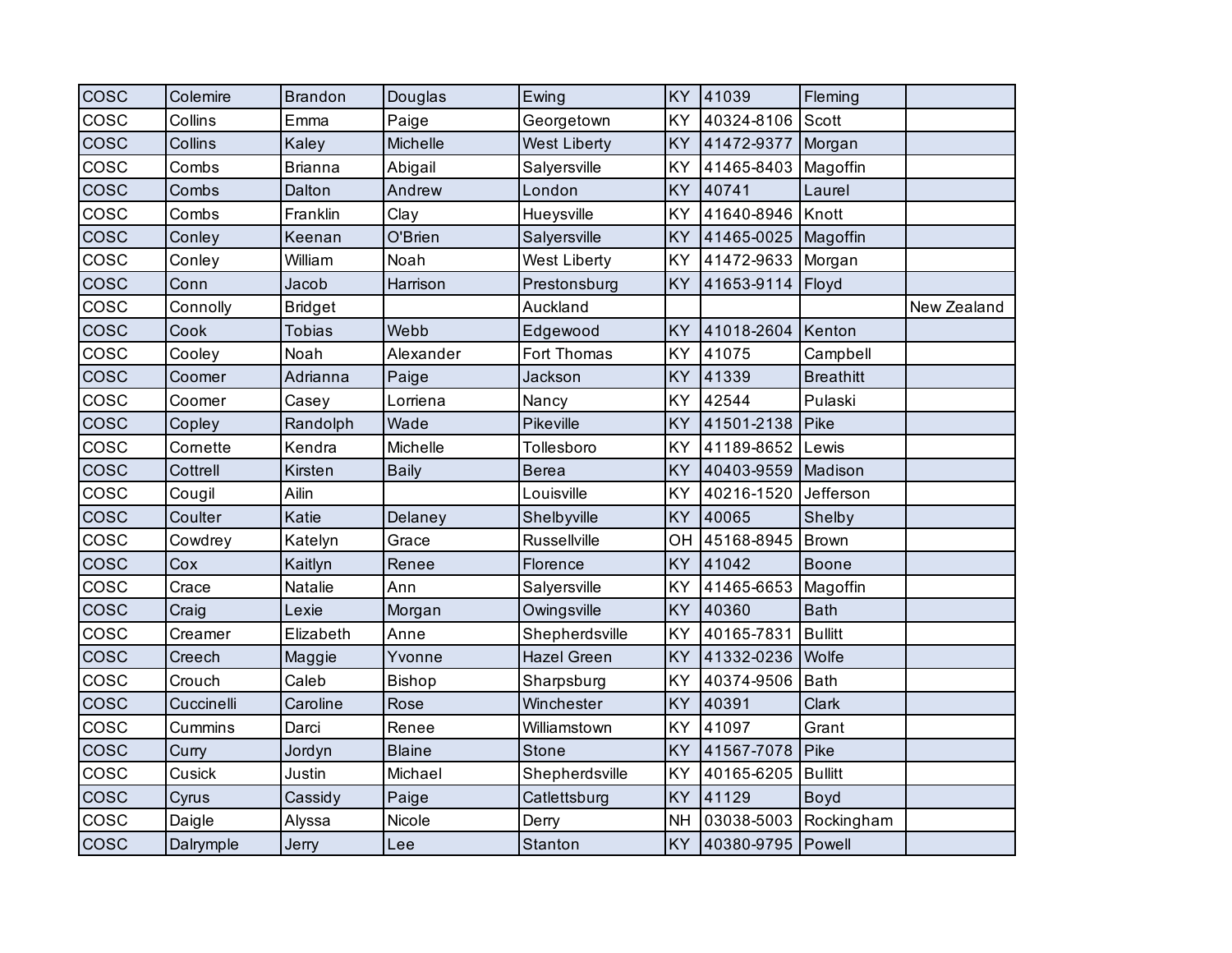| | | | | | | | | |
|---|---|---|---|---|---|---|---|---|
| COSC | Colemire | Brandon | Douglas | Ewing | KY | 41039 | Fleming | |
| COSC | Collins | Emma | Paige | Georgetown | KY | 40324-8106 | Scott | |
| COSC | Collins | Kaley | Michelle | West Liberty | KY | 41472-9377 | Morgan | |
| COSC | Combs | Brianna | Abigail | Salyersville | KY | 41465-8403 | Magoffin | |
| COSC | Combs | Dalton | Andrew | London | KY | 40741 | Laurel | |
| COSC | Combs | Franklin | Clay | Hueysville | KY | 41640-8946 | Knott | |
| COSC | Conley | Keenan | O'Brien | Salyersville | KY | 41465-0025 | Magoffin | |
| COSC | Conley | William | Noah | West Liberty | KY | 41472-9633 | Morgan | |
| COSC | Conn | Jacob | Harrison | Prestonsburg | KY | 41653-9114 | Floyd | |
| COSC | Connolly | Bridget | | Auckland | | | | New Zealand |
| COSC | Cook | Tobias | Webb | Edgewood | KY | 41018-2604 | Kenton | |
| COSC | Cooley | Noah | Alexander | Fort Thomas | KY | 41075 | Campbell | |
| COSC | Coomer | Adrianna | Paige | Jackson | KY | 41339 | Breathitt | |
| COSC | Coomer | Casey | Lorriena | Nancy | KY | 42544 | Pulaski | |
| COSC | Copley | Randolph | Wade | Pikeville | KY | 41501-2138 | Pike | |
| COSC | Cornette | Kendra | Michelle | Tollesboro | KY | 41189-8652 | Lewis | |
| COSC | Cottrell | Kirsten | Baily | Berea | KY | 40403-9559 | Madison | |
| COSC | Cougil | Ailin | | Louisville | KY | 40216-1520 | Jefferson | |
| COSC | Coulter | Katie | Delaney | Shelbyville | KY | 40065 | Shelby | |
| COSC | Cowdrey | Katelyn | Grace | Russellville | OH | 45168-8945 | Brown | |
| COSC | Cox | Kaitlyn | Renee | Florence | KY | 41042 | Boone | |
| COSC | Crace | Natalie | Ann | Salyersville | KY | 41465-6653 | Magoffin | |
| COSC | Craig | Lexie | Morgan | Owingsville | KY | 40360 | Bath | |
| COSC | Creamer | Elizabeth | Anne | Shepherdsville | KY | 40165-7831 | Bullitt | |
| COSC | Creech | Maggie | Yvonne | Hazel Green | KY | 41332-0236 | Wolfe | |
| COSC | Crouch | Caleb | Bishop | Sharpsburg | KY | 40374-9506 | Bath | |
| COSC | Cuccinelli | Caroline | Rose | Winchester | KY | 40391 | Clark | |
| COSC | Cummins | Darci | Renee | Williamstown | KY | 41097 | Grant | |
| COSC | Curry | Jordyn | Blaine | Stone | KY | 41567-7078 | Pike | |
| COSC | Cusick | Justin | Michael | Shepherdsville | KY | 40165-6205 | Bullitt | |
| COSC | Cyrus | Cassidy | Paige | Catlettsburg | KY | 41129 | Boyd | |
| COSC | Daigle | Alyssa | Nicole | Derry | NH | 03038-5003 | Rockingham | |
| COSC | Dalrymple | Jerry | Lee | Stanton | KY | 40380-9795 | Powell | |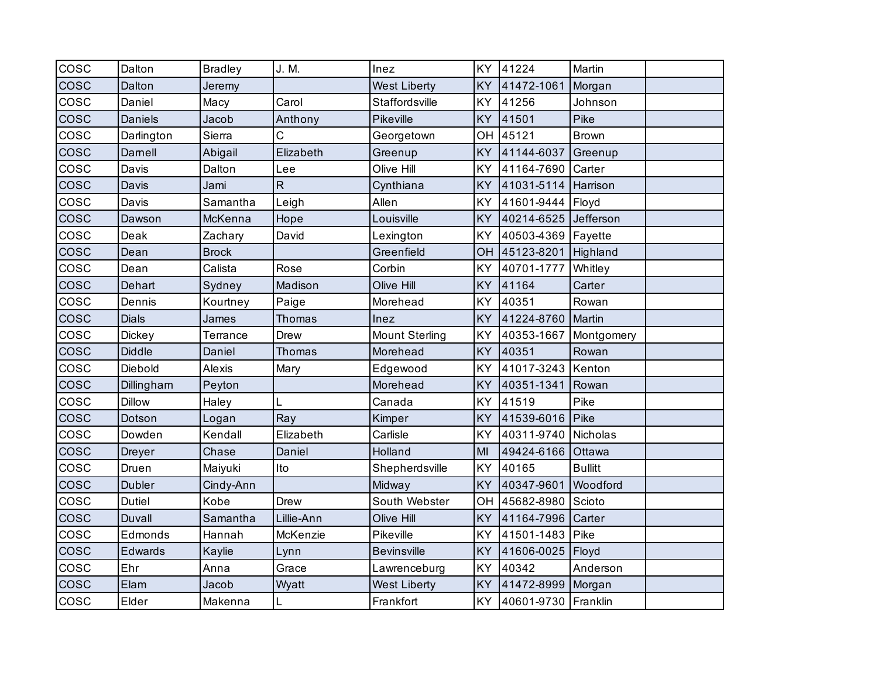| COSC | Dalton | Bradley | J. M. | Inez | KY | 41224 | Martin | |
|---|---|---|---|---|---|---|---|---|
| COSC | Dalton | Jeremy | | West Liberty | KY | 41472-1061 | Morgan | |
| COSC | Daniel | Macy | Carol | Staffordsville | KY | 41256 | Johnson | |
| COSC | Daniels | Jacob | Anthony | Pikeville | KY | 41501 | Pike | |
| COSC | Darlington | Sierra | C | Georgetown | OH | 45121 | Brown | |
| COSC | Darnell | Abigail | Elizabeth | Greenup | KY | 41144-6037 | Greenup | |
| COSC | Davis | Dalton | Lee | Olive Hill | KY | 41164-7690 | Carter | |
| COSC | Davis | Jami | R | Cynthiana | KY | 41031-5114 | Harrison | |
| COSC | Davis | Samantha | Leigh | Allen | KY | 41601-9444 | Floyd | |
| COSC | Dawson | McKenna | Hope | Louisville | KY | 40214-6525 | Jefferson | |
| COSC | Deak | Zachary | David | Lexington | KY | 40503-4369 | Fayette | |
| COSC | Dean | Brock | | Greenfield | OH | 45123-8201 | Highland | |
| COSC | Dean | Calista | Rose | Corbin | KY | 40701-1777 | Whitley | |
| COSC | Dehart | Sydney | Madison | Olive Hill | KY | 41164 | Carter | |
| COSC | Dennis | Kourtney | Paige | Morehead | KY | 40351 | Rowan | |
| COSC | Dials | James | Thomas | Inez | KY | 41224-8760 | Martin | |
| COSC | Dickey | Terrance | Drew | Mount Sterling | KY | 40353-1667 | Montgomery | |
| COSC | Diddle | Daniel | Thomas | Morehead | KY | 40351 | Rowan | |
| COSC | Diebold | Alexis | Mary | Edgewood | KY | 41017-3243 | Kenton | |
| COSC | Dillingham | Peyton | | Morehead | KY | 40351-1341 | Rowan | |
| COSC | Dillow | Haley | L | Canada | KY | 41519 | Pike | |
| COSC | Dotson | Logan | Ray | Kimper | KY | 41539-6016 | Pike | |
| COSC | Dowden | Kendall | Elizabeth | Carlisle | KY | 40311-9740 | Nicholas | |
| COSC | Dreyer | Chase | Daniel | Holland | MI | 49424-6166 | Ottawa | |
| COSC | Druen | Maiyuki | Ito | Shepherdsville | KY | 40165 | Bullitt | |
| COSC | Dubler | Cindy-Ann | | Midway | KY | 40347-9601 | Woodford | |
| COSC | Dutiel | Kobe | Drew | South Webster | OH | 45682-8980 | Scioto | |
| COSC | Duvall | Samantha | Lillie-Ann | Olive Hill | KY | 41164-7996 | Carter | |
| COSC | Edmonds | Hannah | McKenzie | Pikeville | KY | 41501-1483 | Pike | |
| COSC | Edwards | Kaylie | Lynn | Bevinsville | KY | 41606-0025 | Floyd | |
| COSC | Ehr | Anna | Grace | Lawrenceburg | KY | 40342 | Anderson | |
| COSC | Elam | Jacob | Wyatt | West Liberty | KY | 41472-8999 | Morgan | |
| COSC | Elder | Makenna | L | Frankfort | KY | 40601-9730 | Franklin | |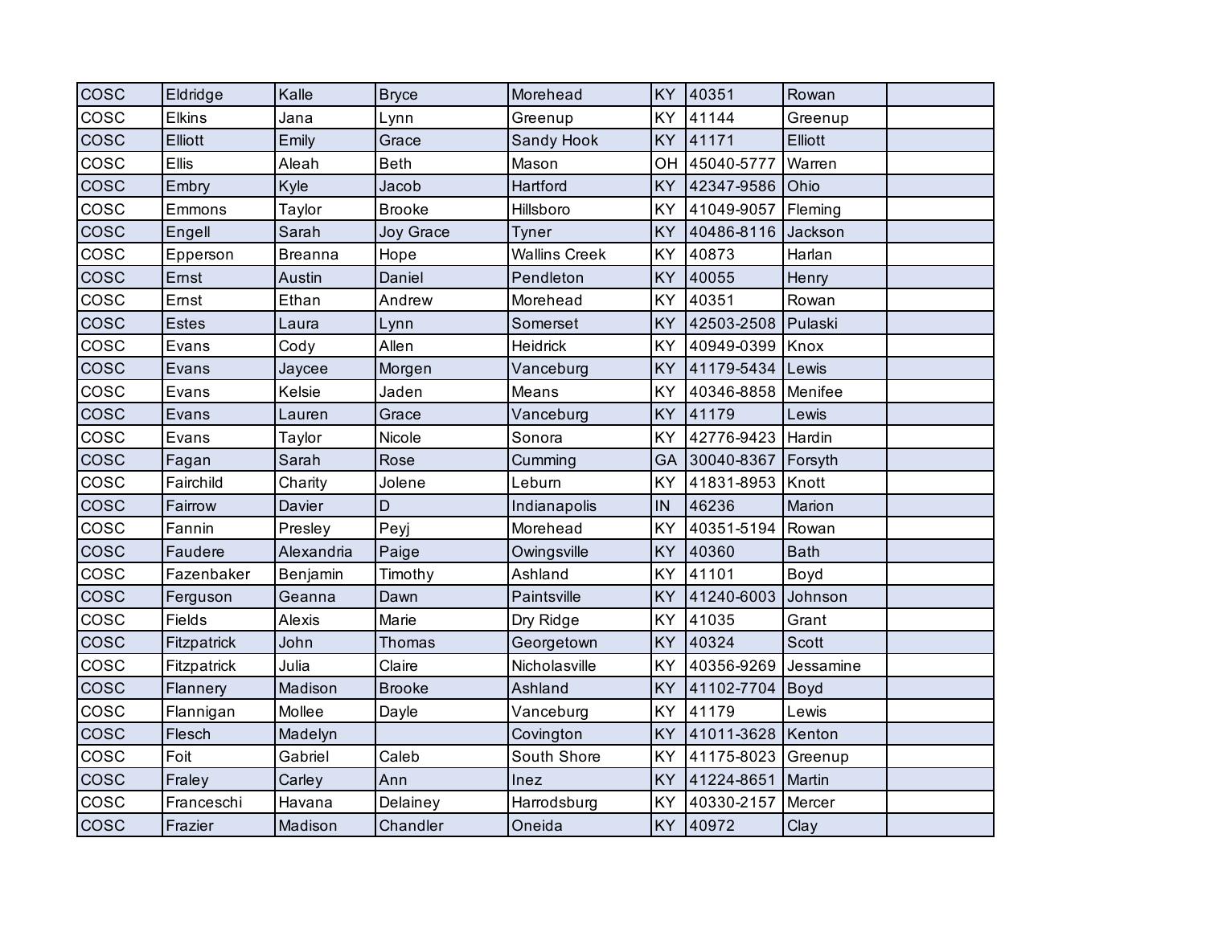| | | | | | | | | |
|---|---|---|---|---|---|---|---|---|
| COSC | Eldridge | Kalle | Bryce | Morehead | KY | 40351 | Rowan | |
| COSC | Elkins | Jana | Lynn | Greenup | KY | 41144 | Greenup | |
| COSC | Elliott | Emily | Grace | Sandy Hook | KY | 41171 | Elliott | |
| COSC | Ellis | Aleah | Beth | Mason | OH | 45040-5777 | Warren | |
| COSC | Embry | Kyle | Jacob | Hartford | KY | 42347-9586 | Ohio | |
| COSC | Emmons | Taylor | Brooke | Hillsboro | KY | 41049-9057 | Fleming | |
| COSC | Engell | Sarah | Joy Grace | Tyner | KY | 40486-8116 | Jackson | |
| COSC | Epperson | Breanna | Hope | Wallins Creek | KY | 40873 | Harlan | |
| COSC | Ernst | Austin | Daniel | Pendleton | KY | 40055 | Henry | |
| COSC | Ernst | Ethan | Andrew | Morehead | KY | 40351 | Rowan | |
| COSC | Estes | Laura | Lynn | Somerset | KY | 42503-2508 | Pulaski | |
| COSC | Evans | Cody | Allen | Heidrick | KY | 40949-0399 | Knox | |
| COSC | Evans | Jaycee | Morgen | Vanceburg | KY | 41179-5434 | Lewis | |
| COSC | Evans | Kelsie | Jaden | Means | KY | 40346-8858 | Menifee | |
| COSC | Evans | Lauren | Grace | Vanceburg | KY | 41179 | Lewis | |
| COSC | Evans | Taylor | Nicole | Sonora | KY | 42776-9423 | Hardin | |
| COSC | Fagan | Sarah | Rose | Cumming | GA | 30040-8367 | Forsyth | |
| COSC | Fairchild | Charity | Jolene | Leburn | KY | 41831-8953 | Knott | |
| COSC | Fairrow | Davier | D | Indianapolis | IN | 46236 | Marion | |
| COSC | Fannin | Presley | Peyj | Morehead | KY | 40351-5194 | Rowan | |
| COSC | Faudere | Alexandria | Paige | Owingsville | KY | 40360 | Bath | |
| COSC | Fazenbaker | Benjamin | Timothy | Ashland | KY | 41101 | Boyd | |
| COSC | Ferguson | Geanna | Dawn | Paintsville | KY | 41240-6003 | Johnson | |
| COSC | Fields | Alexis | Marie | Dry Ridge | KY | 41035 | Grant | |
| COSC | Fitzpatrick | John | Thomas | Georgetown | KY | 40324 | Scott | |
| COSC | Fitzpatrick | Julia | Claire | Nicholasville | KY | 40356-9269 | Jessamine | |
| COSC | Flannery | Madison | Brooke | Ashland | KY | 41102-7704 | Boyd | |
| COSC | Flannigan | Mollee | Dayle | Vanceburg | KY | 41179 | Lewis | |
| COSC | Flesch | Madelyn | | Covington | KY | 41011-3628 | Kenton | |
| COSC | Foit | Gabriel | Caleb | South Shore | KY | 41175-8023 | Greenup | |
| COSC | Fraley | Carley | Ann | Inez | KY | 41224-8651 | Martin | |
| COSC | Franceschi | Havana | Delainey | Harrodsburg | KY | 40330-2157 | Mercer | |
| COSC | Frazier | Madison | Chandler | Oneida | KY | 40972 | Clay | |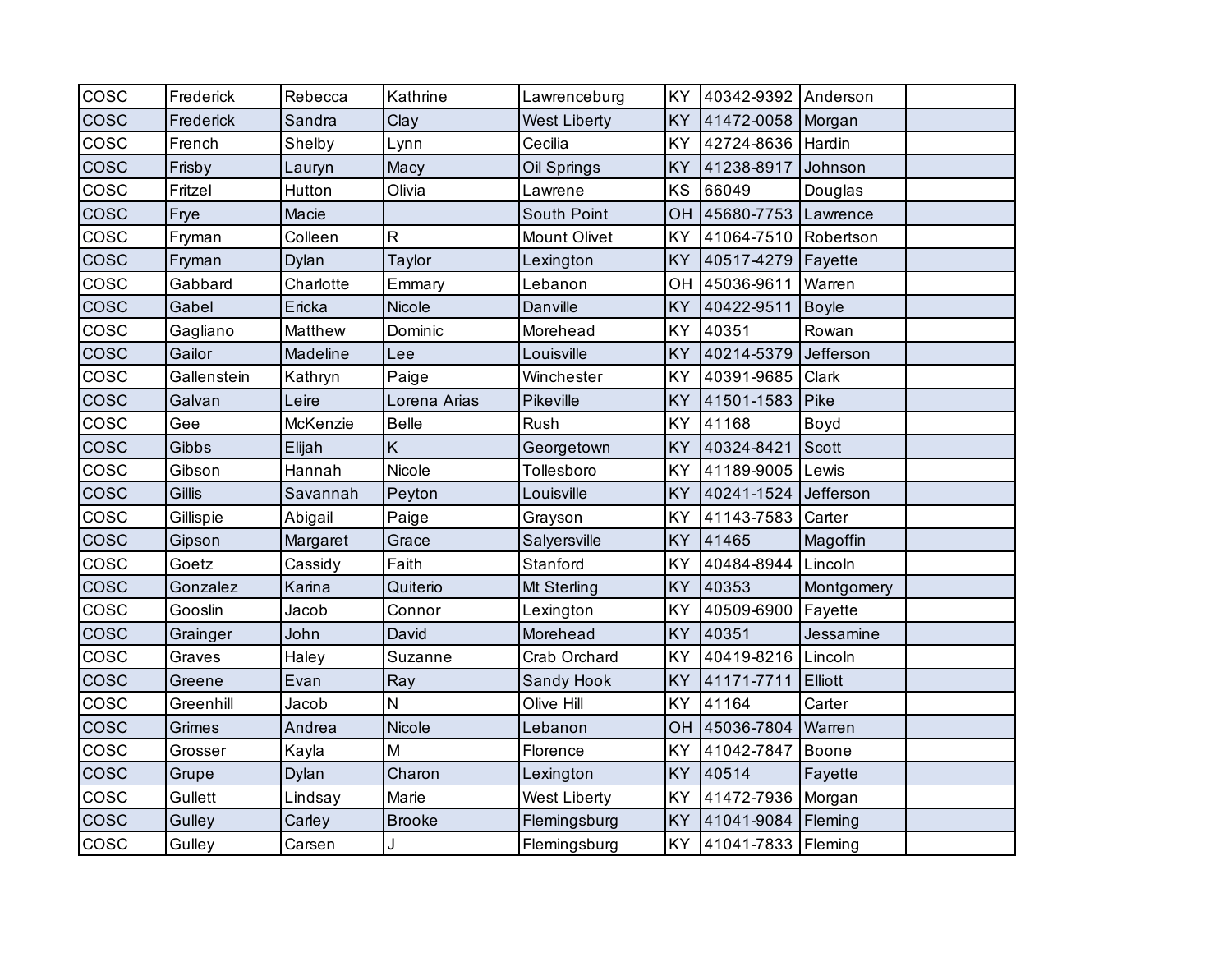| | | | | | | | | |
|---|---|---|---|---|---|---|---|---|
| COSC | Frederick | Rebecca | Kathrine | Lawrenceburg | KY | 40342-9392 | Anderson | |
| COSC | Frederick | Sandra | Clay | West Liberty | KY | 41472-0058 | Morgan | |
| COSC | French | Shelby | Lynn | Cecilia | KY | 42724-8636 | Hardin | |
| COSC | Frisby | Lauryn | Macy | Oil Springs | KY | 41238-8917 | Johnson | |
| COSC | Fritzel | Hutton | Olivia | Lawrene | KS | 66049 | Douglas | |
| COSC | Frye | Macie | | South Point | OH | 45680-7753 | Lawrence | |
| COSC | Fryman | Colleen | R | Mount Olivet | KY | 41064-7510 | Robertson | |
| COSC | Fryman | Dylan | Taylor | Lexington | KY | 40517-4279 | Fayette | |
| COSC | Gabbard | Charlotte | Emmary | Lebanon | OH | 45036-9611 | Warren | |
| COSC | Gabel | Ericka | Nicole | Danville | KY | 40422-9511 | Boyle | |
| COSC | Gagliano | Matthew | Dominic | Morehead | KY | 40351 | Rowan | |
| COSC | Gailor | Madeline | Lee | Louisville | KY | 40214-5379 | Jefferson | |
| COSC | Gallenstein | Kathryn | Paige | Winchester | KY | 40391-9685 | Clark | |
| COSC | Galvan | Leire | Lorena Arias | Pikeville | KY | 41501-1583 | Pike | |
| COSC | Gee | McKenzie | Belle | Rush | KY | 41168 | Boyd | |
| COSC | Gibbs | Elijah | K | Georgetown | KY | 40324-8421 | Scott | |
| COSC | Gibson | Hannah | Nicole | Tollesboro | KY | 41189-9005 | Lewis | |
| COSC | Gillis | Savannah | Peyton | Louisville | KY | 40241-1524 | Jefferson | |
| COSC | Gillispie | Abigail | Paige | Grayson | KY | 41143-7583 | Carter | |
| COSC | Gipson | Margaret | Grace | Salyersville | KY | 41465 | Magoffin | |
| COSC | Goetz | Cassidy | Faith | Stanford | KY | 40484-8944 | Lincoln | |
| COSC | Gonzalez | Karina | Quiterio | Mt Sterling | KY | 40353 | Montgomery | |
| COSC | Gooslin | Jacob | Connor | Lexington | KY | 40509-6900 | Fayette | |
| COSC | Grainger | John | David | Morehead | KY | 40351 | Jessamine | |
| COSC | Graves | Haley | Suzanne | Crab Orchard | KY | 40419-8216 | Lincoln | |
| COSC | Greene | Evan | Ray | Sandy Hook | KY | 41171-7711 | Elliott | |
| COSC | Greenhill | Jacob | N | Olive Hill | KY | 41164 | Carter | |
| COSC | Grimes | Andrea | Nicole | Lebanon | OH | 45036-7804 | Warren | |
| COSC | Grosser | Kayla | M | Florence | KY | 41042-7847 | Boone | |
| COSC | Grupe | Dylan | Charon | Lexington | KY | 40514 | Fayette | |
| COSC | Gullett | Lindsay | Marie | West Liberty | KY | 41472-7936 | Morgan | |
| COSC | Gulley | Carley | Brooke | Flemingsburg | KY | 41041-9084 | Fleming | |
| COSC | Gulley | Carsen | J | Flemingsburg | KY | 41041-7833 | Fleming | |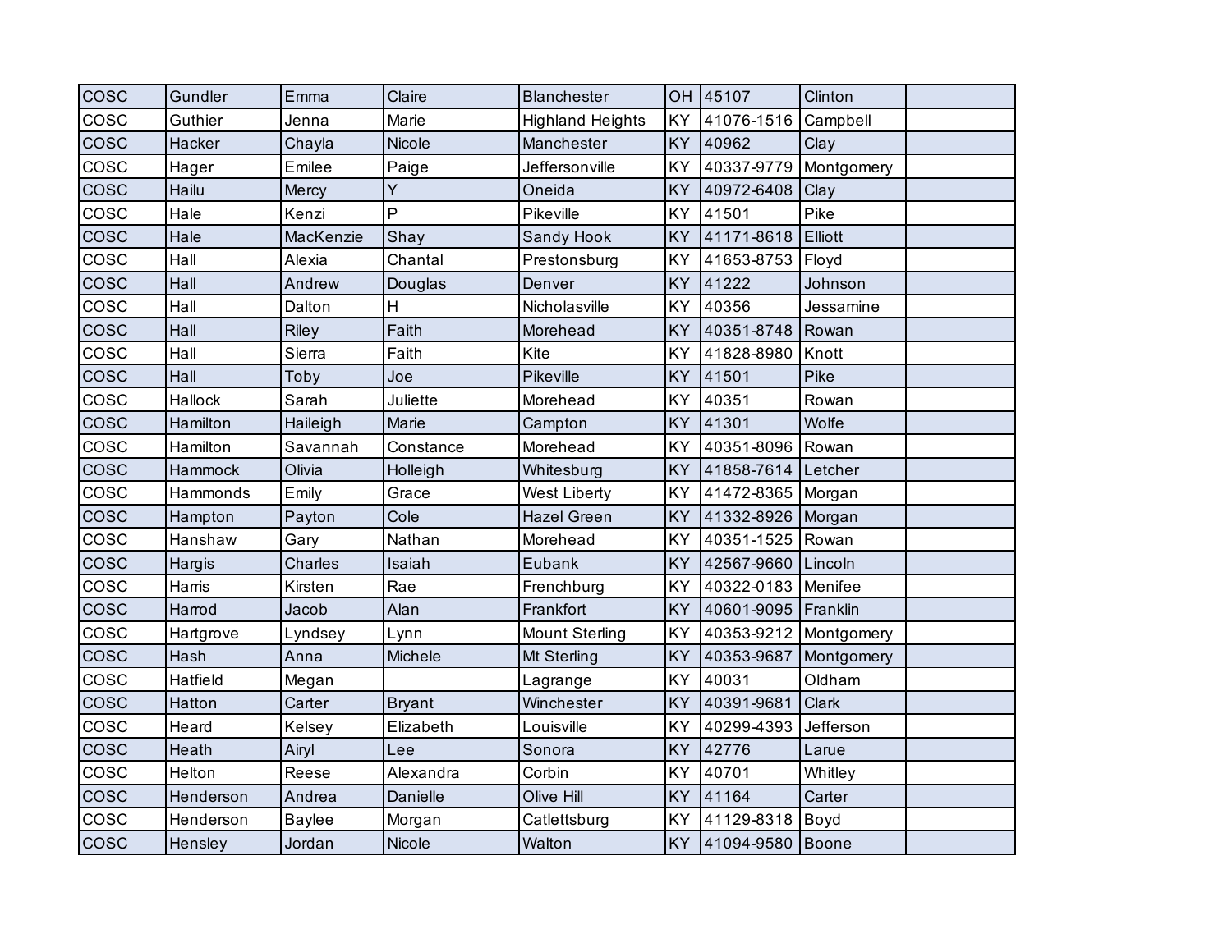| COSC | Gundler | Emma | Claire | Blanchester | OH | 45107 | Clinton | |
|---|---|---|---|---|---|---|---|---|
| COSC | Guthier | Jenna | Marie | Highland Heights | KY | 41076-1516 | Campbell | |
| COSC | Hacker | Chayla | Nicole | Manchester | KY | 40962 | Clay | |
| COSC | Hager | Emilee | Paige | Jeffersonville | KY | 40337-9779 | Montgomery | |
| COSC | Hailu | Mercy | Y | Oneida | KY | 40972-6408 | Clay | |
| COSC | Hale | Kenzi | P | Pikeville | KY | 41501 | Pike | |
| COSC | Hale | MacKenzie | Shay | Sandy Hook | KY | 41171-8618 | Elliott | |
| COSC | Hall | Alexia | Chantal | Prestonsburg | KY | 41653-8753 | Floyd | |
| COSC | Hall | Andrew | Douglas | Denver | KY | 41222 | Johnson | |
| COSC | Hall | Dalton | H | Nicholasville | KY | 40356 | Jessamine | |
| COSC | Hall | Riley | Faith | Morehead | KY | 40351-8748 | Rowan | |
| COSC | Hall | Sierra | Faith | Kite | KY | 41828-8980 | Knott | |
| COSC | Hall | Toby | Joe | Pikeville | KY | 41501 | Pike | |
| COSC | Hallock | Sarah | Juliette | Morehead | KY | 40351 | Rowan | |
| COSC | Hamilton | Haileigh | Marie | Campton | KY | 41301 | Wolfe | |
| COSC | Hamilton | Savannah | Constance | Morehead | KY | 40351-8096 | Rowan | |
| COSC | Hammock | Olivia | Holleigh | Whitesburg | KY | 41858-7614 | Letcher | |
| COSC | Hammonds | Emily | Grace | West Liberty | KY | 41472-8365 | Morgan | |
| COSC | Hampton | Payton | Cole | Hazel Green | KY | 41332-8926 | Morgan | |
| COSC | Hanshaw | Gary | Nathan | Morehead | KY | 40351-1525 | Rowan | |
| COSC | Hargis | Charles | Isaiah | Eubank | KY | 42567-9660 | Lincoln | |
| COSC | Harris | Kirsten | Rae | Frenchburg | KY | 40322-0183 | Menifee | |
| COSC | Harrod | Jacob | Alan | Frankfort | KY | 40601-9095 | Franklin | |
| COSC | Hartgrove | Lyndsey | Lynn | Mount Sterling | KY | 40353-9212 | Montgomery | |
| COSC | Hash | Anna | Michele | Mt Sterling | KY | 40353-9687 | Montgomery | |
| COSC | Hatfield | Megan | | Lagrange | KY | 40031 | Oldham | |
| COSC | Hatton | Carter | Bryant | Winchester | KY | 40391-9681 | Clark | |
| COSC | Heard | Kelsey | Elizabeth | Louisville | KY | 40299-4393 | Jefferson | |
| COSC | Heath | Airyl | Lee | Sonora | KY | 42776 | Larue | |
| COSC | Helton | Reese | Alexandra | Corbin | KY | 40701 | Whitley | |
| COSC | Henderson | Andrea | Danielle | Olive Hill | KY | 41164 | Carter | |
| COSC | Henderson | Baylee | Morgan | Catlettsburg | KY | 41129-8318 | Boyd | |
| COSC | Hensley | Jordan | Nicole | Walton | KY | 41094-9580 | Boone | |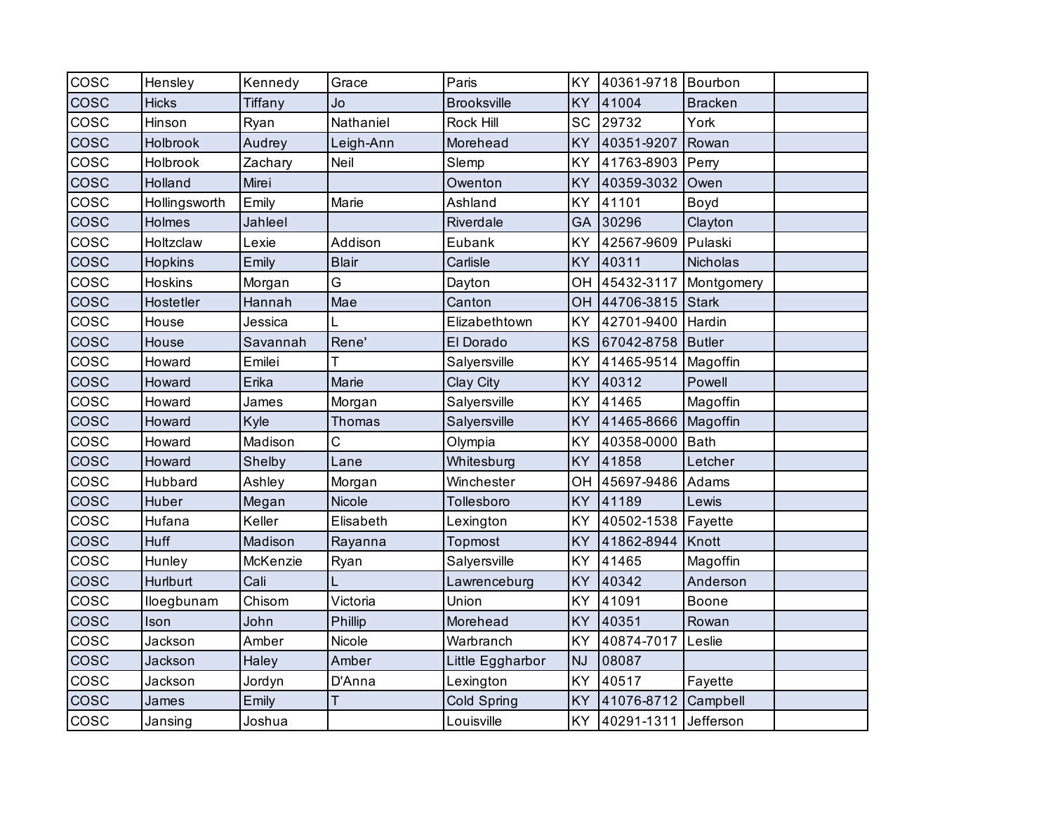| | | | | | | | | |
|---|---|---|---|---|---|---|---|---|
| COSC | Hensley | Kennedy | Grace | Paris | KY | 40361-9718 | Bourbon | |
| COSC | Hicks | Tiffany | Jo | Brooksville | KY | 41004 | Bracken | |
| COSC | Hinson | Ryan | Nathaniel | Rock Hill | SC | 29732 | York | |
| COSC | Holbrook | Audrey | Leigh-Ann | Morehead | KY | 40351-9207 | Rowan | |
| COSC | Holbrook | Zachary | Neil | Slemp | KY | 41763-8903 | Perry | |
| COSC | Holland | Mirei | | Owenton | KY | 40359-3032 | Owen | |
| COSC | Hollingsworth | Emily | Marie | Ashland | KY | 41101 | Boyd | |
| COSC | Holmes | Jahleel | | Riverdale | GA | 30296 | Clayton | |
| COSC | Holtzclaw | Lexie | Addison | Eubank | KY | 42567-9609 | Pulaski | |
| COSC | Hopkins | Emily | Blair | Carlisle | KY | 40311 | Nicholas | |
| COSC | Hoskins | Morgan | G | Dayton | OH | 45432-3117 | Montgomery | |
| COSC | Hostetler | Hannah | Mae | Canton | OH | 44706-3815 | Stark | |
| COSC | House | Jessica | L | Elizabethtown | KY | 42701-9400 | Hardin | |
| COSC | House | Savannah | Rene' | El Dorado | KS | 67042-8758 | Butler | |
| COSC | Howard | Emilei | T | Salyersville | KY | 41465-9514 | Magoffin | |
| COSC | Howard | Erika | Marie | Clay City | KY | 40312 | Powell | |
| COSC | Howard | James | Morgan | Salyersville | KY | 41465 | Magoffin | |
| COSC | Howard | Kyle | Thomas | Salyersville | KY | 41465-8666 | Magoffin | |
| COSC | Howard | Madison | C | Olympia | KY | 40358-0000 | Bath | |
| COSC | Howard | Shelby | Lane | Whitesburg | KY | 41858 | Letcher | |
| COSC | Hubbard | Ashley | Morgan | Winchester | OH | 45697-9486 | Adams | |
| COSC | Huber | Megan | Nicole | Tollesboro | KY | 41189 | Lewis | |
| COSC | Hufana | Keller | Elisabeth | Lexington | KY | 40502-1538 | Fayette | |
| COSC | Huff | Madison | Rayanna | Topmost | KY | 41862-8944 | Knott | |
| COSC | Hunley | McKenzie | Ryan | Salyersville | KY | 41465 | Magoffin | |
| COSC | Hurlburt | Cali | L | Lawrenceburg | KY | 40342 | Anderson | |
| COSC | Iloegbunam | Chisom | Victoria | Union | KY | 41091 | Boone | |
| COSC | Ison | John | Phillip | Morehead | KY | 40351 | Rowan | |
| COSC | Jackson | Amber | Nicole | Warbranch | KY | 40874-7017 | Leslie | |
| COSC | Jackson | Haley | Amber | Little Eggharbor | NJ | 08087 | | |
| COSC | Jackson | Jordyn | D'Anna | Lexington | KY | 40517 | Fayette | |
| COSC | James | Emily | T | Cold Spring | KY | 41076-8712 | Campbell | |
| COSC | Jansing | Joshua | | Louisville | KY | 40291-1311 | Jefferson | |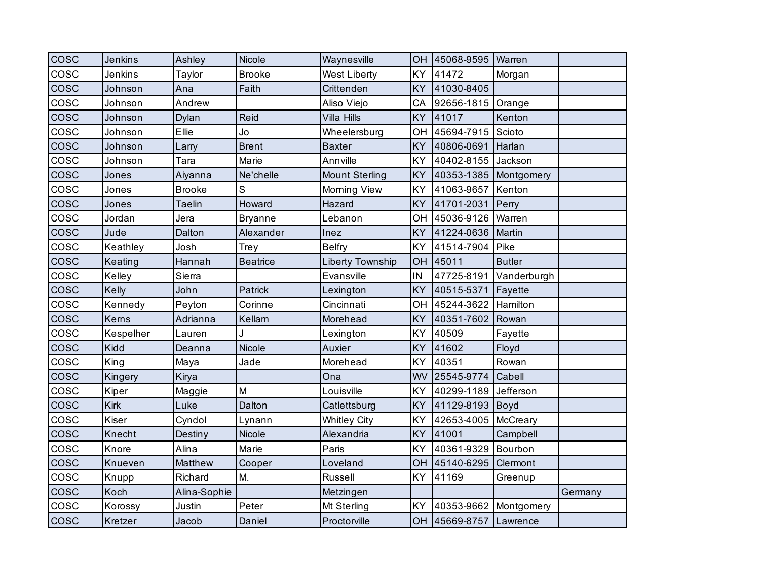| | | | | | | | | |
|---|---|---|---|---|---|---|---|---|
| COSC | Jenkins | Ashley | Nicole | Waynesville | OH | 45068-9595 | Warren | |
| COSC | Jenkins | Taylor | Brooke | West Liberty | KY | 41472 | Morgan | |
| COSC | Johnson | Ana | Faith | Crittenden | KY | 41030-8405 | | |
| COSC | Johnson | Andrew | | Aliso Viejo | CA | 92656-1815 | Orange | |
| COSC | Johnson | Dylan | Reid | Villa Hills | KY | 41017 | Kenton | |
| COSC | Johnson | Ellie | Jo | Wheelersburg | OH | 45694-7915 | Scioto | |
| COSC | Johnson | Larry | Brent | Baxter | KY | 40806-0691 | Harlan | |
| COSC | Johnson | Tara | Marie | Annville | KY | 40402-8155 | Jackson | |
| COSC | Jones | Aiyanna | Ne'chelle | Mount Sterling | KY | 40353-1385 | Montgomery | |
| COSC | Jones | Brooke | S | Morning View | KY | 41063-9657 | Kenton | |
| COSC | Jones | Taelin | Howard | Hazard | KY | 41701-2031 | Perry | |
| COSC | Jordan | Jera | Bryanne | Lebanon | OH | 45036-9126 | Warren | |
| COSC | Jude | Dalton | Alexander | Inez | KY | 41224-0636 | Martin | |
| COSC | Keathley | Josh | Trey | Belfry | KY | 41514-7904 | Pike | |
| COSC | Keating | Hannah | Beatrice | Liberty Township | OH | 45011 | Butler | |
| COSC | Kelley | Sierra | | Evansville | IN | 47725-8191 | Vanderburgh | |
| COSC | Kelly | John | Patrick | Lexington | KY | 40515-5371 | Fayette | |
| COSC | Kennedy | Peyton | Corinne | Cincinnati | OH | 45244-3622 | Hamilton | |
| COSC | Kerns | Adrianna | Kellam | Morehead | KY | 40351-7602 | Rowan | |
| COSC | Kespelher | Lauren | J | Lexington | KY | 40509 | Fayette | |
| COSC | Kidd | Deanna | Nicole | Auxier | KY | 41602 | Floyd | |
| COSC | King | Maya | Jade | Morehead | KY | 40351 | Rowan | |
| COSC | Kingery | Kirya | | Ona | WV | 25545-9774 | Cabell | |
| COSC | Kiper | Maggie | M | Louisville | KY | 40299-1189 | Jefferson | |
| COSC | Kirk | Luke | Dalton | Catlettsburg | KY | 41129-8193 | Boyd | |
| COSC | Kiser | Cyndol | Lynann | Whitley City | KY | 42653-4005 | McCreary | |
| COSC | Knecht | Destiny | Nicole | Alexandria | KY | 41001 | Campbell | |
| COSC | Knore | Alina | Marie | Paris | KY | 40361-9329 | Bourbon | |
| COSC | Knueven | Matthew | Cooper | Loveland | OH | 45140-6295 | Clermont | |
| COSC | Knupp | Richard | M. | Russell | KY | 41169 | Greenup | |
| COSC | Koch | Alina-Sophie | | Metzingen | | | | Germany |
| COSC | Korossy | Justin | Peter | Mt Sterling | KY | 40353-9662 | Montgomery | |
| COSC | Kretzer | Jacob | Daniel | Proctorville | OH | 45669-8757 | Lawrence | |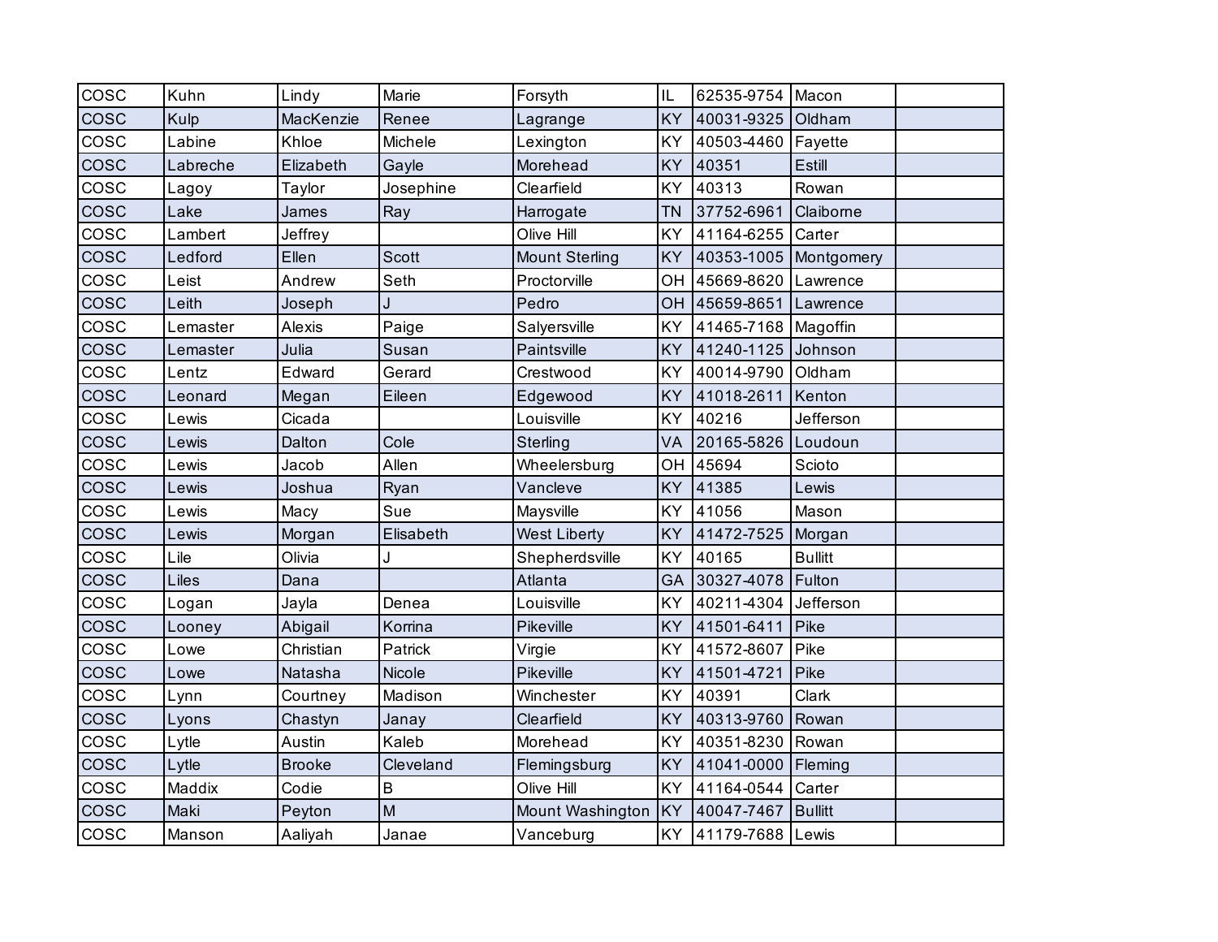| | | | | | | | | |
|---|---|---|---|---|---|---|---|---|
| COSC | Kuhn | Lindy | Marie | Forsyth | IL | 62535-9754 | Macon | |
| COSC | Kulp | MacKenzie | Renee | Lagrange | KY | 40031-9325 | Oldham | |
| COSC | Labine | Khloe | Michele | Lexington | KY | 40503-4460 | Fayette | |
| COSC | Labreche | Elizabeth | Gayle | Morehead | KY | 40351 | Estill | |
| COSC | Lagoy | Taylor | Josephine | Clearfield | KY | 40313 | Rowan | |
| COSC | Lake | James | Ray | Harrogate | TN | 37752-6961 | Claiborne | |
| COSC | Lambert | Jeffrey | | Olive Hill | KY | 41164-6255 | Carter | |
| COSC | Ledford | Ellen | Scott | Mount Sterling | KY | 40353-1005 | Montgomery | |
| COSC | Leist | Andrew | Seth | Proctorville | OH | 45669-8620 | Lawrence | |
| COSC | Leith | Joseph | J | Pedro | OH | 45659-8651 | Lawrence | |
| COSC | Lemaster | Alexis | Paige | Salyersville | KY | 41465-7168 | Magoffin | |
| COSC | Lemaster | Julia | Susan | Paintsville | KY | 41240-1125 | Johnson | |
| COSC | Lentz | Edward | Gerard | Crestwood | KY | 40014-9790 | Oldham | |
| COSC | Leonard | Megan | Eileen | Edgewood | KY | 41018-2611 | Kenton | |
| COSC | Lewis | Cicada | | Louisville | KY | 40216 | Jefferson | |
| COSC | Lewis | Dalton | Cole | Sterling | VA | 20165-5826 | Loudoun | |
| COSC | Lewis | Jacob | Allen | Wheelersburg | OH | 45694 | Scioto | |
| COSC | Lewis | Joshua | Ryan | Vancleve | KY | 41385 | Lewis | |
| COSC | Lewis | Macy | Sue | Maysville | KY | 41056 | Mason | |
| COSC | Lewis | Morgan | Elisabeth | West Liberty | KY | 41472-7525 | Morgan | |
| COSC | Lile | Olivia | J | Shepherdsville | KY | 40165 | Bullitt | |
| COSC | Liles | Dana | | Atlanta | GA | 30327-4078 | Fulton | |
| COSC | Logan | Jayla | Denea | Louisville | KY | 40211-4304 | Jefferson | |
| COSC | Looney | Abigail | Korrina | Pikeville | KY | 41501-6411 | Pike | |
| COSC | Lowe | Christian | Patrick | Virgie | KY | 41572-8607 | Pike | |
| COSC | Lowe | Natasha | Nicole | Pikeville | KY | 41501-4721 | Pike | |
| COSC | Lynn | Courtney | Madison | Winchester | KY | 40391 | Clark | |
| COSC | Lyons | Chastyn | Janay | Clearfield | KY | 40313-9760 | Rowan | |
| COSC | Lytle | Austin | Kaleb | Morehead | KY | 40351-8230 | Rowan | |
| COSC | Lytle | Brooke | Cleveland | Flemingsburg | KY | 41041-0000 | Fleming | |
| COSC | Maddix | Codie | B | Olive Hill | KY | 41164-0544 | Carter | |
| COSC | Maki | Peyton | M | Mount Washington | KY | 40047-7467 | Bullitt | |
| COSC | Manson | Aaliyah | Janae | Vanceburg | KY | 41179-7688 | Lewis | |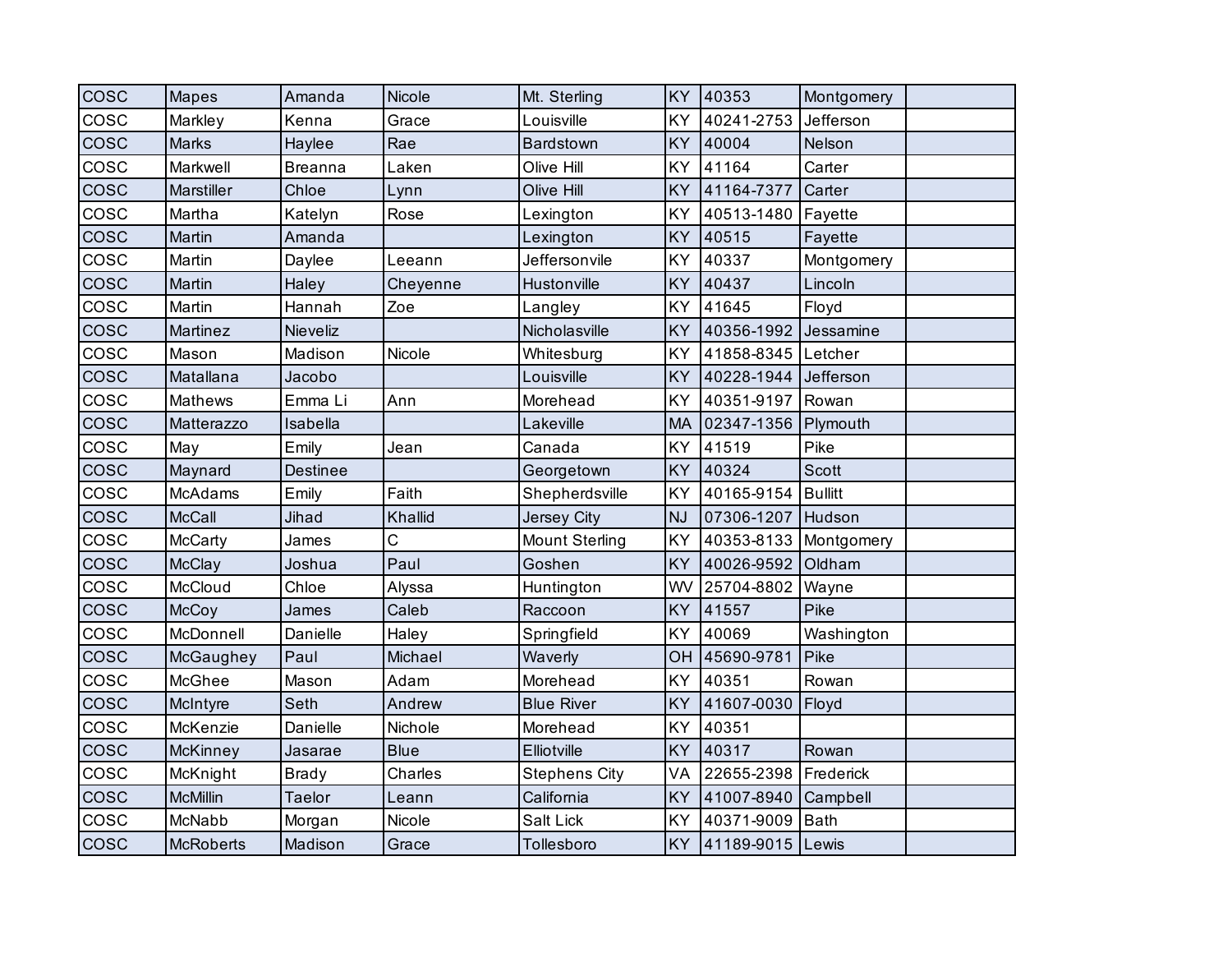| | | | | | | | | |
|---|---|---|---|---|---|---|---|---|
| COSC | Mapes | Amanda | Nicole | Mt. Sterling | KY | 40353 | Montgomery | |
| COSC | Markley | Kenna | Grace | Louisville | KY | 40241-2753 | Jefferson | |
| COSC | Marks | Haylee | Rae | Bardstown | KY | 40004 | Nelson | |
| COSC | Markwell | Breanna | Laken | Olive Hill | KY | 41164 | Carter | |
| COSC | Marstiller | Chloe | Lynn | Olive Hill | KY | 41164-7377 | Carter | |
| COSC | Martha | Katelyn | Rose | Lexington | KY | 40513-1480 | Fayette | |
| COSC | Martin | Amanda | | Lexington | KY | 40515 | Fayette | |
| COSC | Martin | Daylee | Leeann | Jeffersonvile | KY | 40337 | Montgomery | |
| COSC | Martin | Haley | Cheyenne | Hustonville | KY | 40437 | Lincoln | |
| COSC | Martin | Hannah | Zoe | Langley | KY | 41645 | Floyd | |
| COSC | Martinez | Nieveliz | | Nicholasville | KY | 40356-1992 | Jessamine | |
| COSC | Mason | Madison | Nicole | Whitesburg | KY | 41858-8345 | Letcher | |
| COSC | Matallana | Jacobo | | Louisville | KY | 40228-1944 | Jefferson | |
| COSC | Mathews | Emma Li | Ann | Morehead | KY | 40351-9197 | Rowan | |
| COSC | Matterazzo | Isabella | | Lakeville | MA | 02347-1356 | Plymouth | |
| COSC | May | Emily | Jean | Canada | KY | 41519 | Pike | |
| COSC | Maynard | Destinee | | Georgetown | KY | 40324 | Scott | |
| COSC | McAdams | Emily | Faith | Shepherdsville | KY | 40165-9154 | Bullitt | |
| COSC | McCall | Jihad | Khallid | Jersey City | NJ | 07306-1207 | Hudson | |
| COSC | McCarty | James | C | Mount Sterling | KY | 40353-8133 | Montgomery | |
| COSC | McClay | Joshua | Paul | Goshen | KY | 40026-9592 | Oldham | |
| COSC | McCloud | Chloe | Alyssa | Huntington | WV | 25704-8802 | Wayne | |
| COSC | McCoy | James | Caleb | Raccoon | KY | 41557 | Pike | |
| COSC | McDonnell | Danielle | Haley | Springfield | KY | 40069 | Washington | |
| COSC | McGaughey | Paul | Michael | Waverly | OH | 45690-9781 | Pike | |
| COSC | McGhee | Mason | Adam | Morehead | KY | 40351 | Rowan | |
| COSC | McIntyre | Seth | Andrew | Blue River | KY | 41607-0030 | Floyd | |
| COSC | McKenzie | Danielle | Nichole | Morehead | KY | 40351 | | |
| COSC | McKinney | Jasarae | Blue | Elliotville | KY | 40317 | Rowan | |
| COSC | McKnight | Brady | Charles | Stephens City | VA | 22655-2398 | Frederick | |
| COSC | McMillin | Taelor | Leann | California | KY | 41007-8940 | Campbell | |
| COSC | McNabb | Morgan | Nicole | Salt Lick | KY | 40371-9009 | Bath | |
| COSC | McRoberts | Madison | Grace | Tollesboro | KY | 41189-9015 | Lewis | |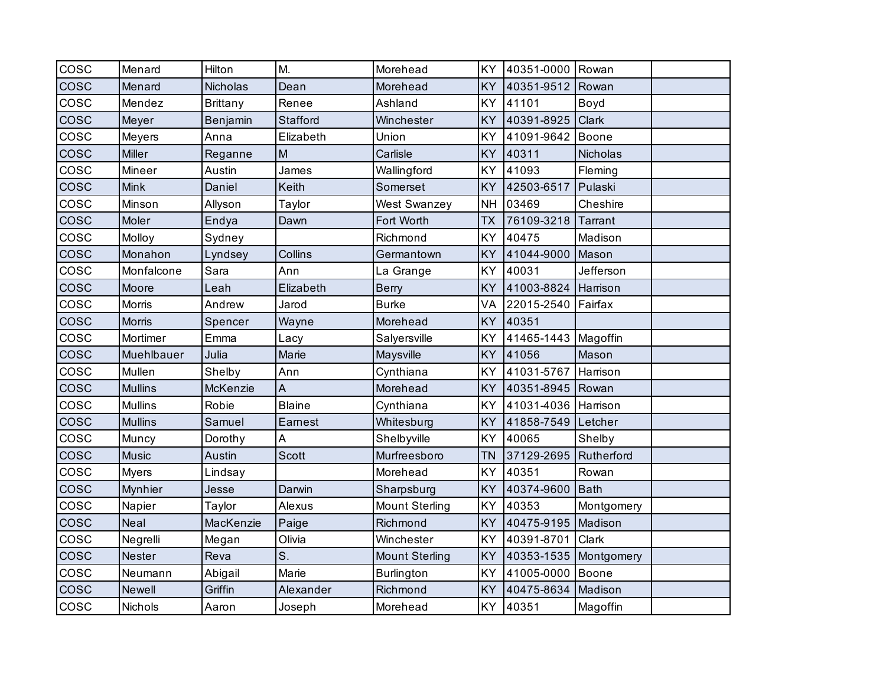| | | | | | | | | |
|---|---|---|---|---|---|---|---|---|
| COSC | Menard | Hilton | M. | Morehead | KY | 40351-0000 | Rowan | |
| COSC | Menard | Nicholas | Dean | Morehead | KY | 40351-9512 | Rowan | |
| COSC | Mendez | Brittany | Renee | Ashland | KY | 41101 | Boyd | |
| COSC | Meyer | Benjamin | Stafford | Winchester | KY | 40391-8925 | Clark | |
| COSC | Meyers | Anna | Elizabeth | Union | KY | 41091-9642 | Boone | |
| COSC | Miller | Reganne | M | Carlisle | KY | 40311 | Nicholas | |
| COSC | Mineer | Austin | James | Wallingford | KY | 41093 | Fleming | |
| COSC | Mink | Daniel | Keith | Somerset | KY | 42503-6517 | Pulaski | |
| COSC | Minson | Allyson | Taylor | West Swanzey | NH | 03469 | Cheshire | |
| COSC | Moler | Endya | Dawn | Fort Worth | TX | 76109-3218 | Tarrant | |
| COSC | Molloy | Sydney | | Richmond | KY | 40475 | Madison | |
| COSC | Monahon | Lyndsey | Collins | Germantown | KY | 41044-9000 | Mason | |
| COSC | Monfalcone | Sara | Ann | La Grange | KY | 40031 | Jefferson | |
| COSC | Moore | Leah | Elizabeth | Berry | KY | 41003-8824 | Harrison | |
| COSC | Morris | Andrew | Jarod | Burke | VA | 22015-2540 | Fairfax | |
| COSC | Morris | Spencer | Wayne | Morehead | KY | 40351 | | |
| COSC | Mortimer | Emma | Lacy | Salyersville | KY | 41465-1443 | Magoffin | |
| COSC | Muehlbauer | Julia | Marie | Maysville | KY | 41056 | Mason | |
| COSC | Mullen | Shelby | Ann | Cynthiana | KY | 41031-5767 | Harrison | |
| COSC | Mullins | McKenzie | A | Morehead | KY | 40351-8945 | Rowan | |
| COSC | Mullins | Robie | Blaine | Cynthiana | KY | 41031-4036 | Harrison | |
| COSC | Mullins | Samuel | Earnest | Whitesburg | KY | 41858-7549 | Letcher | |
| COSC | Muncy | Dorothy | A | Shelbyville | KY | 40065 | Shelby | |
| COSC | Music | Austin | Scott | Murfreesboro | TN | 37129-2695 | Rutherford | |
| COSC | Myers | Lindsay | | Morehead | KY | 40351 | Rowan | |
| COSC | Mynhier | Jesse | Darwin | Sharpsburg | KY | 40374-9600 | Bath | |
| COSC | Napier | Taylor | Alexus | Mount Sterling | KY | 40353 | Montgomery | |
| COSC | Neal | MacKenzie | Paige | Richmond | KY | 40475-9195 | Madison | |
| COSC | Negrelli | Megan | Olivia | Winchester | KY | 40391-8701 | Clark | |
| COSC | Nester | Reva | S. | Mount Sterling | KY | 40353-1535 | Montgomery | |
| COSC | Neumann | Abigail | Marie | Burlington | KY | 41005-0000 | Boone | |
| COSC | Newell | Griffin | Alexander | Richmond | KY | 40475-8634 | Madison | |
| COSC | Nichols | Aaron | Joseph | Morehead | KY | 40351 | Magoffin | |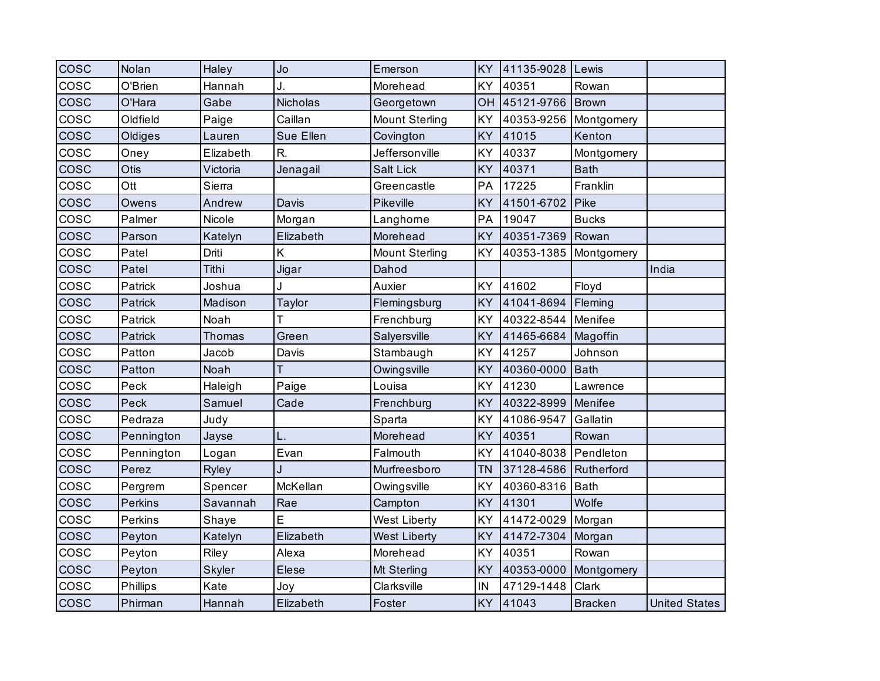| | | | | | | | | |
|---|---|---|---|---|---|---|---|---|
| COSC | Nolan | Haley | Jo | Emerson | KY | 41135-9028 | Lewis | |
| COSC | O'Brien | Hannah | J. | Morehead | KY | 40351 | Rowan | |
| COSC | O'Hara | Gabe | Nicholas | Georgetown | OH | 45121-9766 | Brown | |
| COSC | Oldfield | Paige | Caillan | Mount Sterling | KY | 40353-9256 | Montgomery | |
| COSC | Oldiges | Lauren | Sue Ellen | Covington | KY | 41015 | Kenton | |
| COSC | Oney | Elizabeth | R. | Jeffersonville | KY | 40337 | Montgomery | |
| COSC | Otis | Victoria | Jenagail | Salt Lick | KY | 40371 | Bath | |
| COSC | Ott | Sierra | | Greencastle | PA | 17225 | Franklin | |
| COSC | Owens | Andrew | Davis | Pikeville | KY | 41501-6702 | Pike | |
| COSC | Palmer | Nicole | Morgan | Langhorne | PA | 19047 | Bucks | |
| COSC | Parson | Katelyn | Elizabeth | Morehead | KY | 40351-7369 | Rowan | |
| COSC | Patel | Driti | K | Mount Sterling | KY | 40353-1385 | Montgomery | |
| COSC | Patel | Tithi | Jigar | Dahod | | | | India |
| COSC | Patrick | Joshua | J | Auxier | KY | 41602 | Floyd | |
| COSC | Patrick | Madison | Taylor | Flemingsburg | KY | 41041-8694 | Fleming | |
| COSC | Patrick | Noah | T | Frenchburg | KY | 40322-8544 | Menifee | |
| COSC | Patrick | Thomas | Green | Salyersville | KY | 41465-6684 | Magoffin | |
| COSC | Patton | Jacob | Davis | Stambaugh | KY | 41257 | Johnson | |
| COSC | Patton | Noah | T | Owingsville | KY | 40360-0000 | Bath | |
| COSC | Peck | Haleigh | Paige | Louisa | KY | 41230 | Lawrence | |
| COSC | Peck | Samuel | Cade | Frenchburg | KY | 40322-8999 | Menifee | |
| COSC | Pedraza | Judy | | Sparta | KY | 41086-9547 | Gallatin | |
| COSC | Pennington | Jayse | L. | Morehead | KY | 40351 | Rowan | |
| COSC | Pennington | Logan | Evan | Falmouth | KY | 41040-8038 | Pendleton | |
| COSC | Perez | Ryley | J | Murfreesboro | TN | 37128-4586 | Rutherford | |
| COSC | Pergrem | Spencer | McKellan | Owingsville | KY | 40360-8316 | Bath | |
| COSC | Perkins | Savannah | Rae | Campton | KY | 41301 | Wolfe | |
| COSC | Perkins | Shaye | E | West Liberty | KY | 41472-0029 | Morgan | |
| COSC | Peyton | Katelyn | Elizabeth | West Liberty | KY | 41472-7304 | Morgan | |
| COSC | Peyton | Riley | Alexa | Morehead | KY | 40351 | Rowan | |
| COSC | Peyton | Skyler | Elese | Mt Sterling | KY | 40353-0000 | Montgomery | |
| COSC | Phillips | Kate | Joy | Clarksville | IN | 47129-1448 | Clark | |
| COSC | Phirman | Hannah | Elizabeth | Foster | KY | 41043 | Bracken | United States |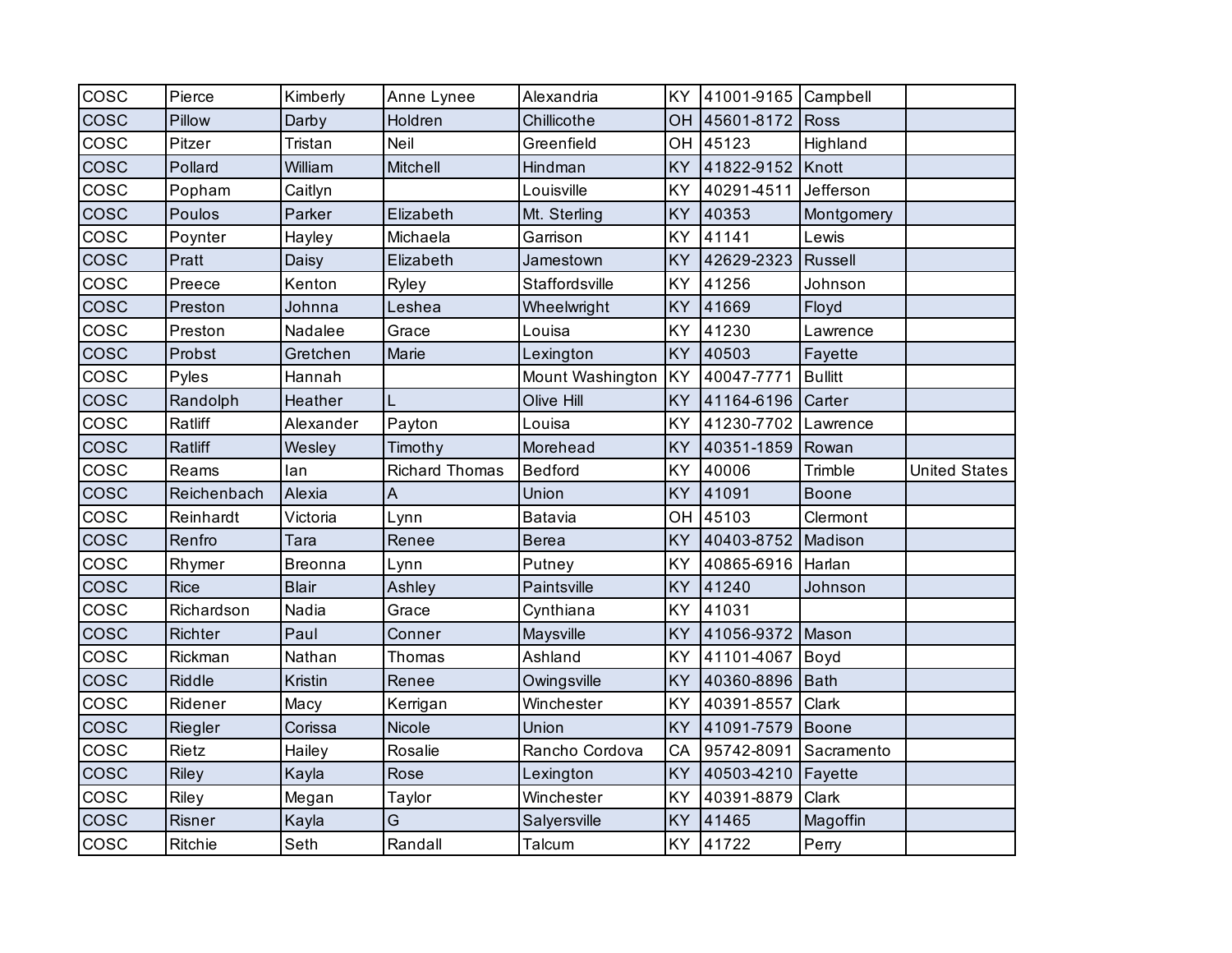| | | | | | | | | |
|---|---|---|---|---|---|---|---|---|
| COSC | Pierce | Kimberly | Anne Lynee | Alexandria | KY | 41001-9165 | Campbell | |
| COSC | Pillow | Darby | Holdren | Chillicothe | OH | 45601-8172 | Ross | |
| COSC | Pitzer | Tristan | Neil | Greenfield | OH | 45123 | Highland | |
| COSC | Pollard | William | Mitchell | Hindman | KY | 41822-9152 | Knott | |
| COSC | Popham | Caitlyn | | Louisville | KY | 40291-4511 | Jefferson | |
| COSC | Poulos | Parker | Elizabeth | Mt. Sterling | KY | 40353 | Montgomery | |
| COSC | Poynter | Hayley | Michaela | Garrison | KY | 41141 | Lewis | |
| COSC | Pratt | Daisy | Elizabeth | Jamestown | KY | 42629-2323 | Russell | |
| COSC | Preece | Kenton | Ryley | Staffordsville | KY | 41256 | Johnson | |
| COSC | Preston | Johnna | Leshea | Wheelwright | KY | 41669 | Floyd | |
| COSC | Preston | Nadalee | Grace | Louisa | KY | 41230 | Lawrence | |
| COSC | Probst | Gretchen | Marie | Lexington | KY | 40503 | Fayette | |
| COSC | Pyles | Hannah | | Mount Washington | KY | 40047-7771 | Bullitt | |
| COSC | Randolph | Heather | L | Olive Hill | KY | 41164-6196 | Carter | |
| COSC | Ratliff | Alexander | Payton | Louisa | KY | 41230-7702 | Lawrence | |
| COSC | Ratliff | Wesley | Timothy | Morehead | KY | 40351-1859 | Rowan | |
| COSC | Reams | Ian | Richard Thomas | Bedford | KY | 40006 | Trimble | United States |
| COSC | Reichenbach | Alexia | A | Union | KY | 41091 | Boone | |
| COSC | Reinhardt | Victoria | Lynn | Batavia | OH | 45103 | Clermont | |
| COSC | Renfro | Tara | Renee | Berea | KY | 40403-8752 | Madison | |
| COSC | Rhymer | Breonna | Lynn | Putney | KY | 40865-6916 | Harlan | |
| COSC | Rice | Blair | Ashley | Paintsville | KY | 41240 | Johnson | |
| COSC | Richardson | Nadia | Grace | Cynthiana | KY | 41031 | | |
| COSC | Richter | Paul | Conner | Maysville | KY | 41056-9372 | Mason | |
| COSC | Rickman | Nathan | Thomas | Ashland | KY | 41101-4067 | Boyd | |
| COSC | Riddle | Kristin | Renee | Owingsville | KY | 40360-8896 | Bath | |
| COSC | Ridener | Macy | Kerrigan | Winchester | KY | 40391-8557 | Clark | |
| COSC | Riegler | Corissa | Nicole | Union | KY | 41091-7579 | Boone | |
| COSC | Rietz | Hailey | Rosalie | Rancho Cordova | CA | 95742-8091 | Sacramento | |
| COSC | Riley | Kayla | Rose | Lexington | KY | 40503-4210 | Fayette | |
| COSC | Riley | Megan | Taylor | Winchester | KY | 40391-8879 | Clark | |
| COSC | Risner | Kayla | G | Salyersville | KY | 41465 | Magoffin | |
| COSC | Ritchie | Seth | Randall | Talcum | KY | 41722 | Perry | |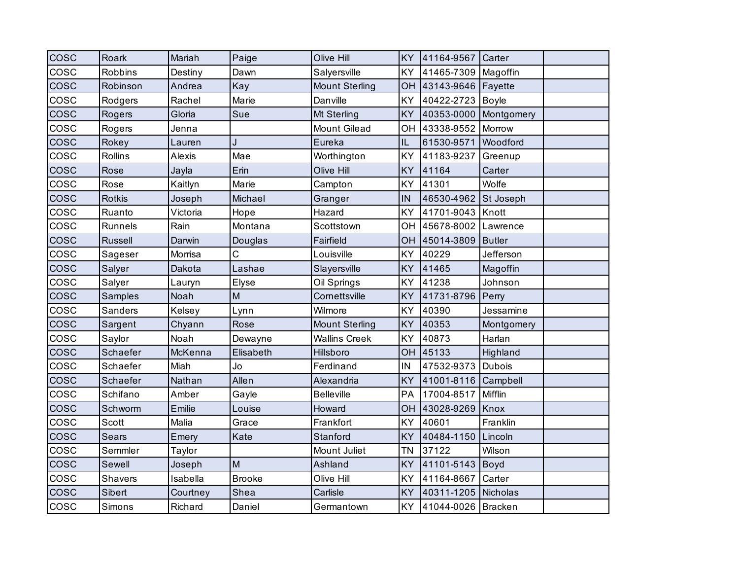| | | | | | | | | |
|---|---|---|---|---|---|---|---|---|
| COSC | Roark | Mariah | Paige | Olive Hill | KY | 41164-9567 | Carter | |
| COSC | Robbins | Destiny | Dawn | Salyersville | KY | 41465-7309 | Magoffin | |
| COSC | Robinson | Andrea | Kay | Mount Sterling | OH | 43143-9646 | Fayette | |
| COSC | Rodgers | Rachel | Marie | Danville | KY | 40422-2723 | Boyle | |
| COSC | Rogers | Gloria | Sue | Mt Sterling | KY | 40353-0000 | Montgomery | |
| COSC | Rogers | Jenna | | Mount Gilead | OH | 43338-9552 | Morrow | |
| COSC | Rokey | Lauren | J | Eureka | IL | 61530-9571 | Woodford | |
| COSC | Rollins | Alexis | Mae | Worthington | KY | 41183-9237 | Greenup | |
| COSC | Rose | Jayla | Erin | Olive Hill | KY | 41164 | Carter | |
| COSC | Rose | Kaitlyn | Marie | Campton | KY | 41301 | Wolfe | |
| COSC | Rotkis | Joseph | Michael | Granger | IN | 46530-4962 | St Joseph | |
| COSC | Ruanto | Victoria | Hope | Hazard | KY | 41701-9043 | Knott | |
| COSC | Runnels | Rain | Montana | Scottstown | OH | 45678-8002 | Lawrence | |
| COSC | Russell | Darwin | Douglas | Fairfield | OH | 45014-3809 | Butler | |
| COSC | Sageser | Morrisa | C | Louisville | KY | 40229 | Jefferson | |
| COSC | Salyer | Dakota | Lashae | Slayersville | KY | 41465 | Magoffin | |
| COSC | Salyer | Lauryn | Elyse | Oil Springs | KY | 41238 | Johnson | |
| COSC | Samples | Noah | M | Cornettsville | KY | 41731-8796 | Perry | |
| COSC | Sanders | Kelsey | Lynn | Wilmore | KY | 40390 | Jessamine | |
| COSC | Sargent | Chyann | Rose | Mount Sterling | KY | 40353 | Montgomery | |
| COSC | Saylor | Noah | Dewayne | Wallins Creek | KY | 40873 | Harlan | |
| COSC | Schaefer | McKenna | Elisabeth | Hillsboro | OH | 45133 | Highland | |
| COSC | Schaefer | Miah | Jo | Ferdinand | IN | 47532-9373 | Dubois | |
| COSC | Schaefer | Nathan | Allen | Alexandria | KY | 41001-8116 | Campbell | |
| COSC | Schifano | Amber | Gayle | Belleville | PA | 17004-8517 | Mifflin | |
| COSC | Schworm | Emilie | Louise | Howard | OH | 43028-9269 | Knox | |
| COSC | Scott | Malia | Grace | Frankfort | KY | 40601 | Franklin | |
| COSC | Sears | Emery | Kate | Stanford | KY | 40484-1150 | Lincoln | |
| COSC | Semmler | Taylor | | Mount Juliet | TN | 37122 | Wilson | |
| COSC | Sewell | Joseph | M | Ashland | KY | 41101-5143 | Boyd | |
| COSC | Shavers | Isabella | Brooke | Olive Hill | KY | 41164-8667 | Carter | |
| COSC | Sibert | Courtney | Shea | Carlisle | KY | 40311-1205 | Nicholas | |
| COSC | Simons | Richard | Daniel | Germantown | KY | 41044-0026 | Bracken | |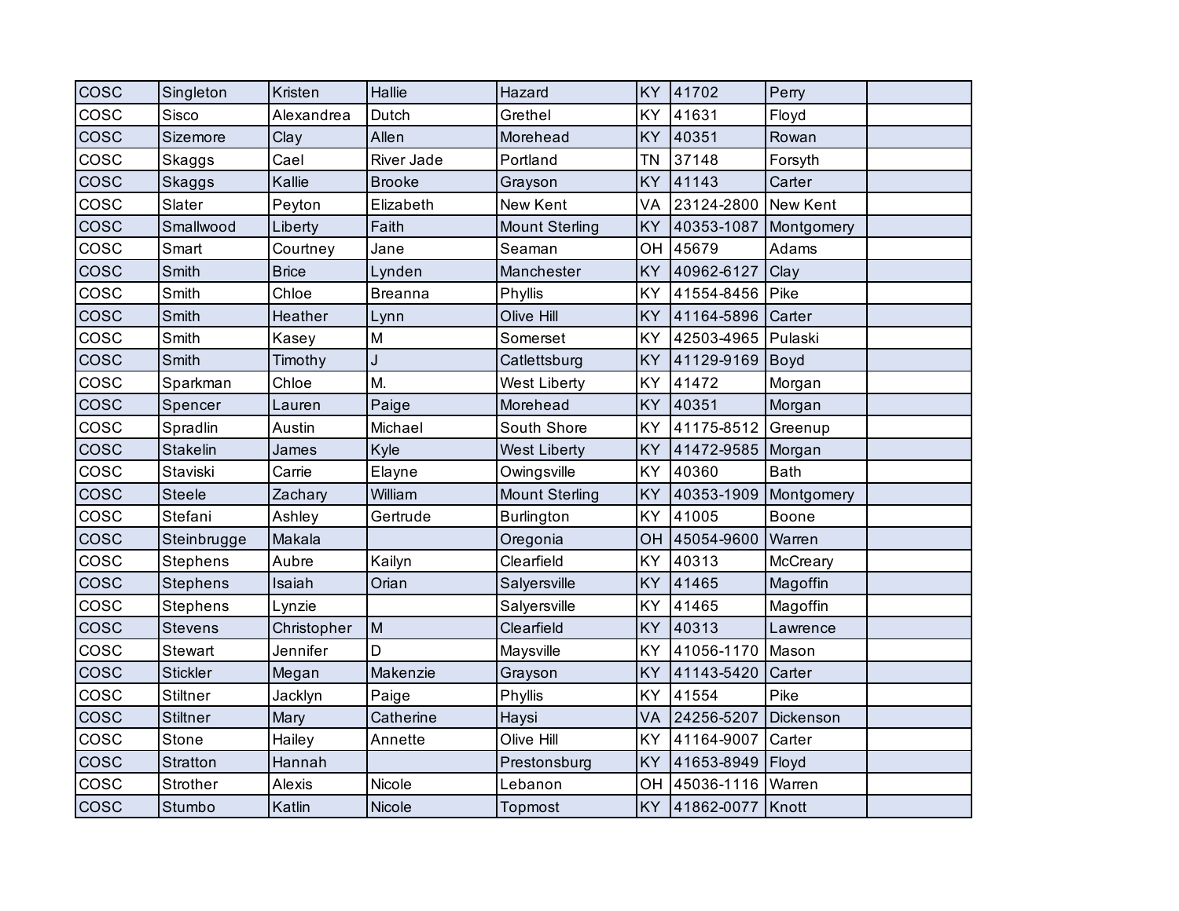| | | | | | | | | |
|---|---|---|---|---|---|---|---|---|
| COSC | Singleton | Kristen | Hallie | Hazard | KY | 41702 | Perry | |
| COSC | Sisco | Alexandrea | Dutch | Grethel | KY | 41631 | Floyd | |
| COSC | Sizemore | Clay | Allen | Morehead | KY | 40351 | Rowan | |
| COSC | Skaggs | Cael | River Jade | Portland | TN | 37148 | Forsyth | |
| COSC | Skaggs | Kallie | Brooke | Grayson | KY | 41143 | Carter | |
| COSC | Slater | Peyton | Elizabeth | New Kent | VA | 23124-2800 | New Kent | |
| COSC | Smallwood | Liberty | Faith | Mount Sterling | KY | 40353-1087 | Montgomery | |
| COSC | Smart | Courtney | Jane | Seaman | OH | 45679 | Adams | |
| COSC | Smith | Brice | Lynden | Manchester | KY | 40962-6127 | Clay | |
| COSC | Smith | Chloe | Breanna | Phyllis | KY | 41554-8456 | Pike | |
| COSC | Smith | Heather | Lynn | Olive Hill | KY | 41164-5896 | Carter | |
| COSC | Smith | Kasey | M | Somerset | KY | 42503-4965 | Pulaski | |
| COSC | Smith | Timothy | J | Catlettsburg | KY | 41129-9169 | Boyd | |
| COSC | Sparkman | Chloe | M. | West Liberty | KY | 41472 | Morgan | |
| COSC | Spencer | Lauren | Paige | Morehead | KY | 40351 | Morgan | |
| COSC | Spradlin | Austin | Michael | South Shore | KY | 41175-8512 | Greenup | |
| COSC | Stakelin | James | Kyle | West Liberty | KY | 41472-9585 | Morgan | |
| COSC | Staviski | Carrie | Elayne | Owingsville | KY | 40360 | Bath | |
| COSC | Steele | Zachary | William | Mount Sterling | KY | 40353-1909 | Montgomery | |
| COSC | Stefani | Ashley | Gertrude | Burlington | KY | 41005 | Boone | |
| COSC | Steinbrugge | Makala | | Oregonia | OH | 45054-9600 | Warren | |
| COSC | Stephens | Aubre | Kailyn | Clearfield | KY | 40313 | McCreary | |
| COSC | Stephens | Isaiah | Orian | Salyersville | KY | 41465 | Magoffin | |
| COSC | Stephens | Lynzie | | Salyersville | KY | 41465 | Magoffin | |
| COSC | Stevens | Christopher | M | Clearfield | KY | 40313 | Lawrence | |
| COSC | Stewart | Jennifer | D | Maysville | KY | 41056-1170 | Mason | |
| COSC | Stickler | Megan | Makenzie | Grayson | KY | 41143-5420 | Carter | |
| COSC | Stiltner | Jacklyn | Paige | Phyllis | KY | 41554 | Pike | |
| COSC | Stiltner | Mary | Catherine | Haysi | VA | 24256-5207 | Dickenson | |
| COSC | Stone | Hailey | Annette | Olive Hill | KY | 41164-9007 | Carter | |
| COSC | Stratton | Hannah | | Prestonsburg | KY | 41653-8949 | Floyd | |
| COSC | Strother | Alexis | Nicole | Lebanon | OH | 45036-1116 | Warren | |
| COSC | Stumbo | Katlin | Nicole | Topmost | KY | 41862-0077 | Knott | |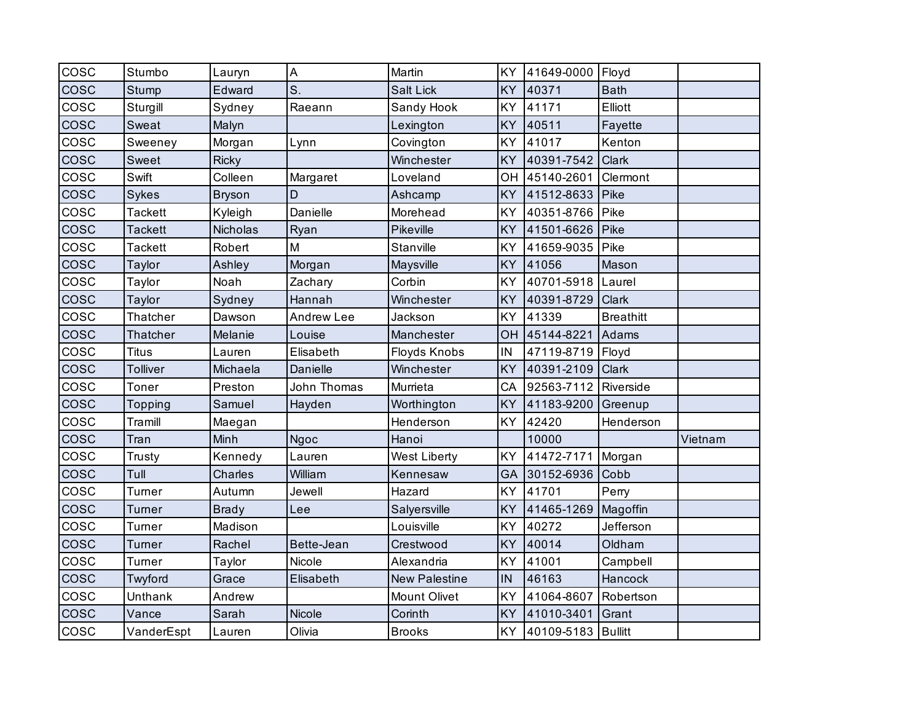| | | | | | | | | |
|---|---|---|---|---|---|---|---|---|
| COSC | Stumbo | Lauryn | A | Martin | KY | 41649-0000 | Floyd | |
| COSC | Stump | Edward | S. | Salt Lick | KY | 40371 | Bath | |
| COSC | Sturgill | Sydney | Raeann | Sandy Hook | KY | 41171 | Elliott | |
| COSC | Sweat | Malyn | | Lexington | KY | 40511 | Fayette | |
| COSC | Sweeney | Morgan | Lynn | Covington | KY | 41017 | Kenton | |
| COSC | Sweet | Ricky | | Winchester | KY | 40391-7542 | Clark | |
| COSC | Swift | Colleen | Margaret | Loveland | OH | 45140-2601 | Clermont | |
| COSC | Sykes | Bryson | D | Ashcamp | KY | 41512-8633 | Pike | |
| COSC | Tackett | Kyleigh | Danielle | Morehead | KY | 40351-8766 | Pike | |
| COSC | Tackett | Nicholas | Ryan | Pikeville | KY | 41501-6626 | Pike | |
| COSC | Tackett | Robert | M | Stanville | KY | 41659-9035 | Pike | |
| COSC | Taylor | Ashley | Morgan | Maysville | KY | 41056 | Mason | |
| COSC | Taylor | Noah | Zachary | Corbin | KY | 40701-5918 | Laurel | |
| COSC | Taylor | Sydney | Hannah | Winchester | KY | 40391-8729 | Clark | |
| COSC | Thatcher | Dawson | Andrew Lee | Jackson | KY | 41339 | Breathitt | |
| COSC | Thatcher | Melanie | Louise | Manchester | OH | 45144-8221 | Adams | |
| COSC | Titus | Lauren | Elisabeth | Floyds Knobs | IN | 47119-8719 | Floyd | |
| COSC | Tolliver | Michaela | Danielle | Winchester | KY | 40391-2109 | Clark | |
| COSC | Toner | Preston | John Thomas | Murrieta | CA | 92563-7112 | Riverside | |
| COSC | Topping | Samuel | Hayden | Worthington | KY | 41183-9200 | Greenup | |
| COSC | Tramill | Maegan | | Henderson | KY | 42420 | Henderson | |
| COSC | Tran | Minh | Ngoc | Hanoi | | 10000 | | Vietnam |
| COSC | Trusty | Kennedy | Lauren | West Liberty | KY | 41472-7171 | Morgan | |
| COSC | Tull | Charles | William | Kennesaw | GA | 30152-6936 | Cobb | |
| COSC | Turner | Autumn | Jewell | Hazard | KY | 41701 | Perry | |
| COSC | Turner | Brady | Lee | Salyersville | KY | 41465-1269 | Magoffin | |
| COSC | Turner | Madison | | Louisville | KY | 40272 | Jefferson | |
| COSC | Turner | Rachel | Bette-Jean | Crestwood | KY | 40014 | Oldham | |
| COSC | Turner | Taylor | Nicole | Alexandria | KY | 41001 | Campbell | |
| COSC | Twyford | Grace | Elisabeth | New Palestine | IN | 46163 | Hancock | |
| COSC | Unthank | Andrew | | Mount Olivet | KY | 41064-8607 | Robertson | |
| COSC | Vance | Sarah | Nicole | Corinth | KY | 41010-3401 | Grant | |
| COSC | VanderEspt | Lauren | Olivia | Brooks | KY | 40109-5183 | Bullitt | |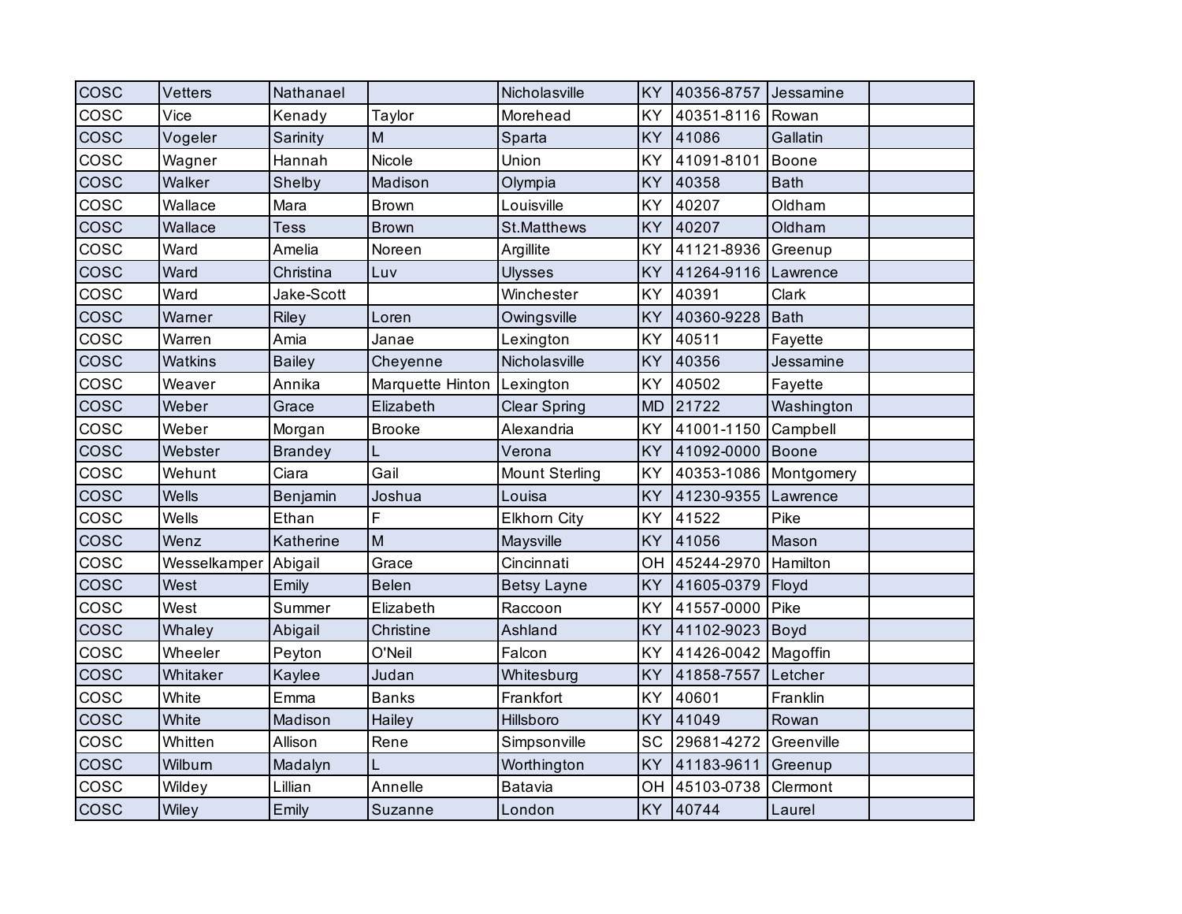| | | | | | | | | |
|---|---|---|---|---|---|---|---|---|
| COSC | Vetters | Nathanael | | Nicholasville | KY | 40356-8757 | Jessamine | |
| COSC | Vice | Kenady | Taylor | Morehead | KY | 40351-8116 | Rowan | |
| COSC | Vogeler | Sarinity | M | Sparta | KY | 41086 | Gallatin | |
| COSC | Wagner | Hannah | Nicole | Union | KY | 41091-8101 | Boone | |
| COSC | Walker | Shelby | Madison | Olympia | KY | 40358 | Bath | |
| COSC | Wallace | Mara | Brown | Louisville | KY | 40207 | Oldham | |
| COSC | Wallace | Tess | Brown | St.Matthews | KY | 40207 | Oldham | |
| COSC | Ward | Amelia | Noreen | Argillite | KY | 41121-8936 | Greenup | |
| COSC | Ward | Christina | Luv | Ulysses | KY | 41264-9116 | Lawrence | |
| COSC | Ward | Jake-Scott | | Winchester | KY | 40391 | Clark | |
| COSC | Warner | Riley | Loren | Owingsville | KY | 40360-9228 | Bath | |
| COSC | Warren | Amia | Janae | Lexington | KY | 40511 | Fayette | |
| COSC | Watkins | Bailey | Cheyenne | Nicholasville | KY | 40356 | Jessamine | |
| COSC | Weaver | Annika | Marquette Hinton | Lexington | KY | 40502 | Fayette | |
| COSC | Weber | Grace | Elizabeth | Clear Spring | MD | 21722 | Washington | |
| COSC | Weber | Morgan | Brooke | Alexandria | KY | 41001-1150 | Campbell | |
| COSC | Webster | Brandey | L | Verona | KY | 41092-0000 | Boone | |
| COSC | Wehunt | Ciara | Gail | Mount Sterling | KY | 40353-1086 | Montgomery | |
| COSC | Wells | Benjamin | Joshua | Louisa | KY | 41230-9355 | Lawrence | |
| COSC | Wells | Ethan | F | Elkhorn City | KY | 41522 | Pike | |
| COSC | Wenz | Katherine | M | Maysville | KY | 41056 | Mason | |
| COSC | Wesselkamper | Abigail | Grace | Cincinnati | OH | 45244-2970 | Hamilton | |
| COSC | West | Emily | Belen | Betsy Layne | KY | 41605-0379 | Floyd | |
| COSC | West | Summer | Elizabeth | Raccoon | KY | 41557-0000 | Pike | |
| COSC | Whaley | Abigail | Christine | Ashland | KY | 41102-9023 | Boyd | |
| COSC | Wheeler | Peyton | O'Neil | Falcon | KY | 41426-0042 | Magoffin | |
| COSC | Whitaker | Kaylee | Judan | Whitesburg | KY | 41858-7557 | Letcher | |
| COSC | White | Emma | Banks | Frankfort | KY | 40601 | Franklin | |
| COSC | White | Madison | Hailey | Hillsboro | KY | 41049 | Rowan | |
| COSC | Whitten | Allison | Rene | Simpsonville | SC | 29681-4272 | Greenville | |
| COSC | Wilburn | Madalyn | L | Worthington | KY | 41183-9611 | Greenup | |
| COSC | Wildey | Lillian | Annelle | Batavia | OH | 45103-0738 | Clermont | |
| COSC | Wiley | Emily | Suzanne | London | KY | 40744 | Laurel | |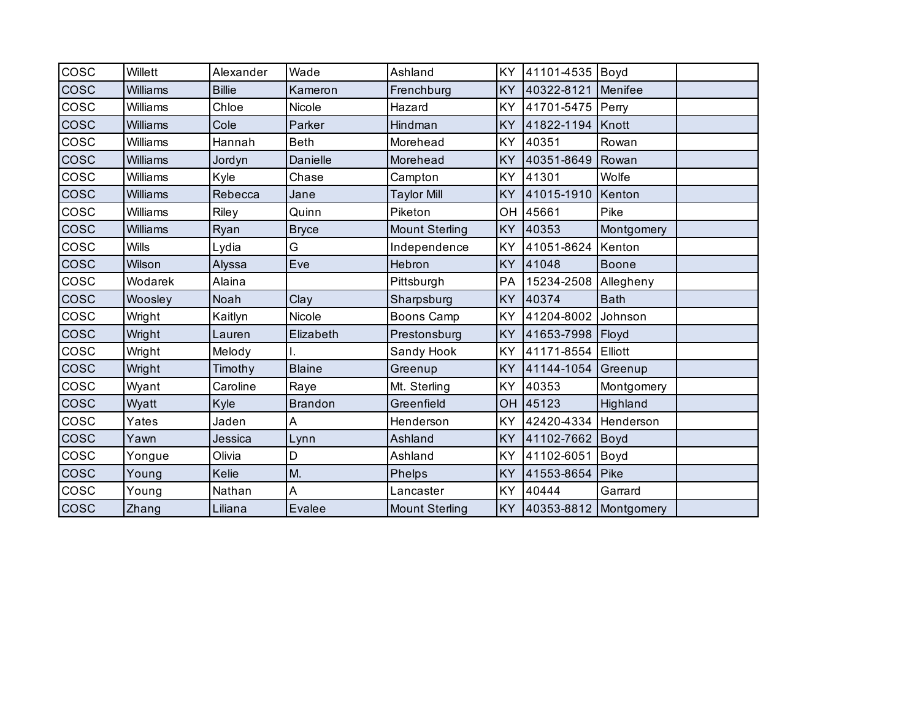| | | | | | | | | |
|---|---|---|---|---|---|---|---|---|
| COSC | Willett | Alexander | Wade | Ashland | KY | 41101-4535 | Boyd | |
| COSC | Williams | Billie | Kameron | Frenchburg | KY | 40322-8121 | Menifee | |
| COSC | Williams | Chloe | Nicole | Hazard | KY | 41701-5475 | Perry | |
| COSC | Williams | Cole | Parker | Hindman | KY | 41822-1194 | Knott | |
| COSC | Williams | Hannah | Beth | Morehead | KY | 40351 | Rowan | |
| COSC | Williams | Jordyn | Danielle | Morehead | KY | 40351-8649 | Rowan | |
| COSC | Williams | Kyle | Chase | Campton | KY | 41301 | Wolfe | |
| COSC | Williams | Rebecca | Jane | Taylor Mill | KY | 41015-1910 | Kenton | |
| COSC | Williams | Riley | Quinn | Piketon | OH | 45661 | Pike | |
| COSC | Williams | Ryan | Bryce | Mount Sterling | KY | 40353 | Montgomery | |
| COSC | Wills | Lydia | G | Independence | KY | 41051-8624 | Kenton | |
| COSC | Wilson | Alyssa | Eve | Hebron | KY | 41048 | Boone | |
| COSC | Wodarek | Alaina | | Pittsburgh | PA | 15234-2508 | Allegheny | |
| COSC | Woosley | Noah | Clay | Sharpsburg | KY | 40374 | Bath | |
| COSC | Wright | Kaitlyn | Nicole | Boons Camp | KY | 41204-8002 | Johnson | |
| COSC | Wright | Lauren | Elizabeth | Prestonsburg | KY | 41653-7998 | Floyd | |
| COSC | Wright | Melody | I. | Sandy Hook | KY | 41171-8554 | Elliott | |
| COSC | Wright | Timothy | Blaine | Greenup | KY | 41144-1054 | Greenup | |
| COSC | Wyant | Caroline | Raye | Mt. Sterling | KY | 40353 | Montgomery | |
| COSC | Wyatt | Kyle | Brandon | Greenfield | OH | 45123 | Highland | |
| COSC | Yates | Jaden | A | Henderson | KY | 42420-4334 | Henderson | |
| COSC | Yawn | Jessica | Lynn | Ashland | KY | 41102-7662 | Boyd | |
| COSC | Yongue | Olivia | D | Ashland | KY | 41102-6051 | Boyd | |
| COSC | Young | Kelie | M. | Phelps | KY | 41553-8654 | Pike | |
| COSC | Young | Nathan | A | Lancaster | KY | 40444 | Garrard | |
| COSC | Zhang | Liliana | Evalee | Mount Sterling | KY | 40353-8812 | Montgomery | |